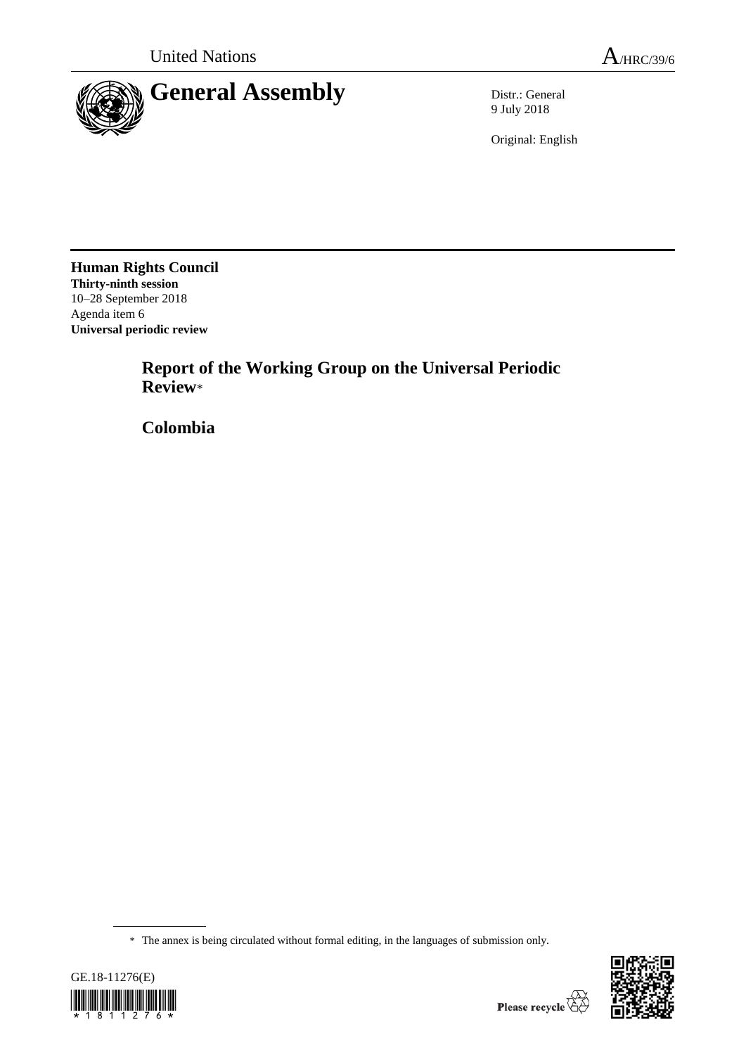United Nations

A/HRC/39/6

# General Assembly

Distr.: General
9 July 2018

Original: English

**Human Rights Council**
**Thirty-ninth session**
10–28 September 2018
Agenda item 6
**Universal periodic review**

## Report of the Working Group on the Universal Periodic Review*

## Colombia

\* The annex is being circulated without formal editing, in the languages of submission only.

GE.18-11276(E)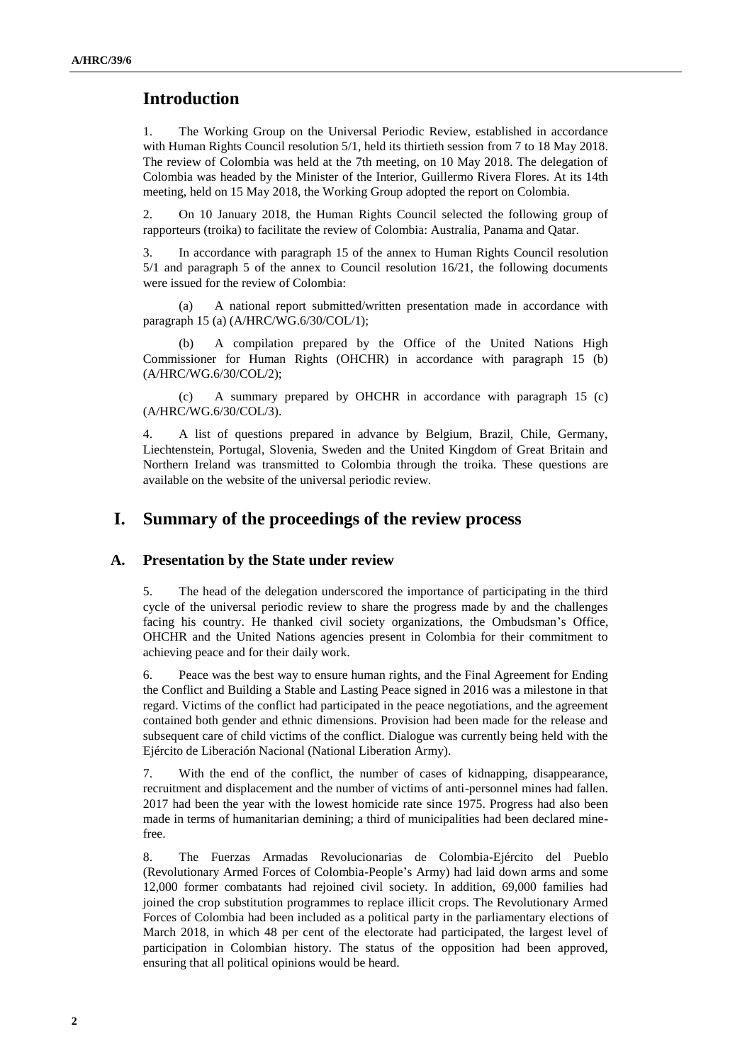## Introduction

1. The Working Group on the Universal Periodic Review, established in accordance with Human Rights Council resolution 5/1, held its thirtieth session from 7 to 18 May 2018. The review of Colombia was held at the 7th meeting, on 10 May 2018. The delegation of Colombia was headed by the Minister of the Interior, Guillermo Rivera Flores. At its 14th meeting, held on 15 May 2018, the Working Group adopted the report on Colombia.

2. On 10 January 2018, the Human Rights Council selected the following group of rapporteurs (troika) to facilitate the review of Colombia: Australia, Panama and Qatar.

3. In accordance with paragraph 15 of the annex to Human Rights Council resolution 5/1 and paragraph 5 of the annex to Council resolution 16/21, the following documents were issued for the review of Colombia:

(a) A national report submitted/written presentation made in accordance with paragraph 15 (a) (A/HRC/WG.6/30/COL/1);

(b) A compilation prepared by the Office of the United Nations High Commissioner for Human Rights (OHCHR) in accordance with paragraph 15 (b) (A/HRC/WG.6/30/COL/2);

(c) A summary prepared by OHCHR in accordance with paragraph 15 (c) (A/HRC/WG.6/30/COL/3).

4. A list of questions prepared in advance by Belgium, Brazil, Chile, Germany, Liechtenstein, Portugal, Slovenia, Sweden and the United Kingdom of Great Britain and Northern Ireland was transmitted to Colombia through the troika. These questions are available on the website of the universal periodic review.

## I. Summary of the proceedings of the review process

### A. Presentation by the State under review

5. The head of the delegation underscored the importance of participating in the third cycle of the universal periodic review to share the progress made by and the challenges facing his country. He thanked civil society organizations, the Ombudsman's Office, OHCHR and the United Nations agencies present in Colombia for their commitment to achieving peace and for their daily work.

6. Peace was the best way to ensure human rights, and the Final Agreement for Ending the Conflict and Building a Stable and Lasting Peace signed in 2016 was a milestone in that regard. Victims of the conflict had participated in the peace negotiations, and the agreement contained both gender and ethnic dimensions. Provision had been made for the release and subsequent care of child victims of the conflict. Dialogue was currently being held with the Ejército de Liberación Nacional (National Liberation Army).

7. With the end of the conflict, the number of cases of kidnapping, disappearance, recruitment and displacement and the number of victims of anti-personnel mines had fallen. 2017 had been the year with the lowest homicide rate since 1975. Progress had also been made in terms of humanitarian demining; a third of municipalities had been declared mine-free.

8. The Fuerzas Armadas Revolucionarias de Colombia-Ejército del Pueblo (Revolutionary Armed Forces of Colombia-People's Army) had laid down arms and some 12,000 former combatants had rejoined civil society. In addition, 69,000 families had joined the crop substitution programmes to replace illicit crops. The Revolutionary Armed Forces of Colombia had been included as a political party in the parliamentary elections of March 2018, in which 48 per cent of the electorate had participated, the largest level of participation in Colombian history. The status of the opposition had been approved, ensuring that all political opinions would be heard.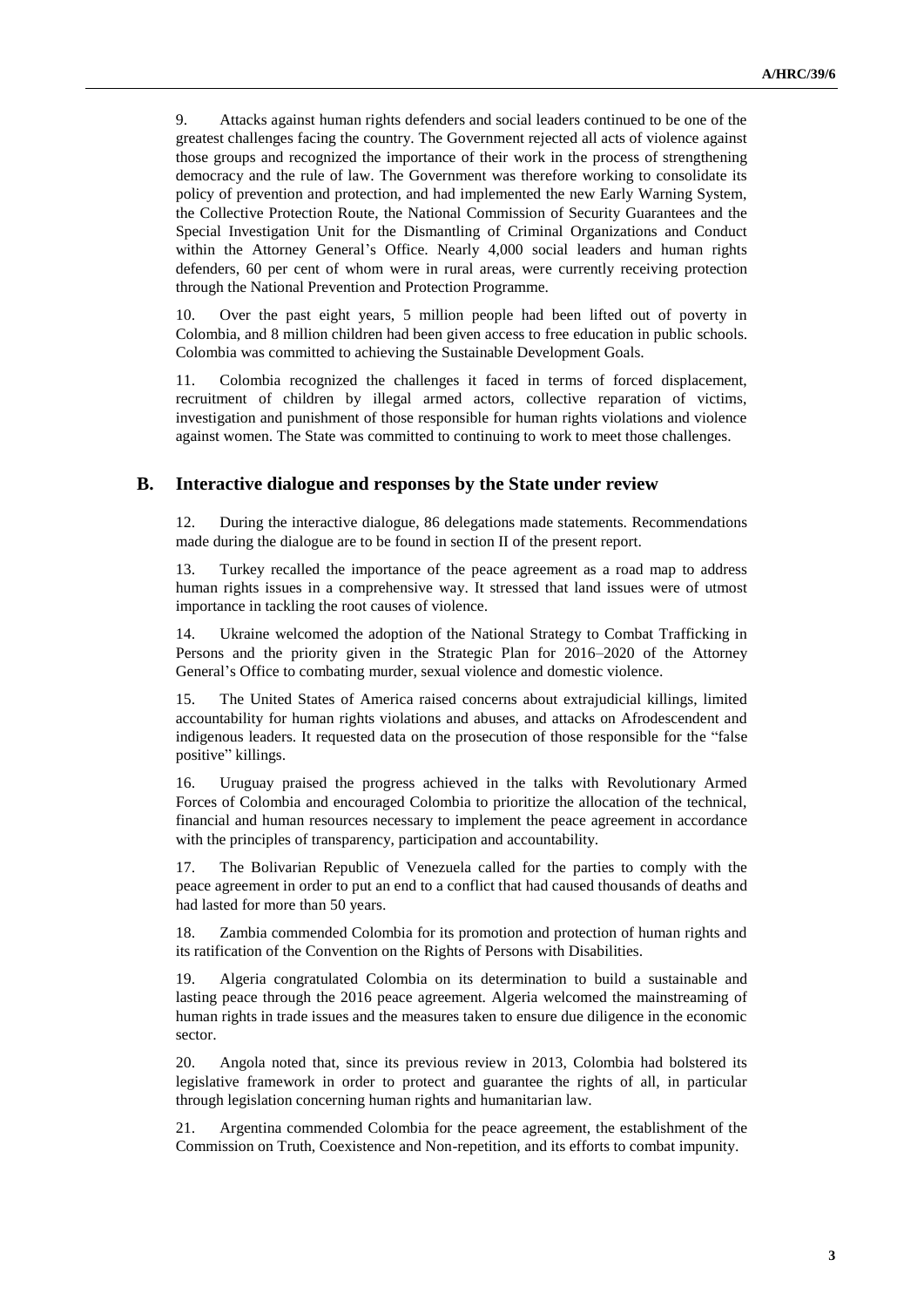9. Attacks against human rights defenders and social leaders continued to be one of the greatest challenges facing the country. The Government rejected all acts of violence against those groups and recognized the importance of their work in the process of strengthening democracy and the rule of law. The Government was therefore working to consolidate its policy of prevention and protection, and had implemented the new Early Warning System, the Collective Protection Route, the National Commission of Security Guarantees and the Special Investigation Unit for the Dismantling of Criminal Organizations and Conduct within the Attorney General's Office. Nearly 4,000 social leaders and human rights defenders, 60 per cent of whom were in rural areas, were currently receiving protection through the National Prevention and Protection Programme.

10. Over the past eight years, 5 million people had been lifted out of poverty in Colombia, and 8 million children had been given access to free education in public schools. Colombia was committed to achieving the Sustainable Development Goals.

11. Colombia recognized the challenges it faced in terms of forced displacement, recruitment of children by illegal armed actors, collective reparation of victims, investigation and punishment of those responsible for human rights violations and violence against women. The State was committed to continuing to work to meet those challenges.

## B. Interactive dialogue and responses by the State under review

12. During the interactive dialogue, 86 delegations made statements. Recommendations made during the dialogue are to be found in section II of the present report.

13. Turkey recalled the importance of the peace agreement as a road map to address human rights issues in a comprehensive way. It stressed that land issues were of utmost importance in tackling the root causes of violence.

14. Ukraine welcomed the adoption of the National Strategy to Combat Trafficking in Persons and the priority given in the Strategic Plan for 2016–2020 of the Attorney General's Office to combating murder, sexual violence and domestic violence.

15. The United States of America raised concerns about extrajudicial killings, limited accountability for human rights violations and abuses, and attacks on Afrodescendent and indigenous leaders. It requested data on the prosecution of those responsible for the "false positive" killings.

16. Uruguay praised the progress achieved in the talks with Revolutionary Armed Forces of Colombia and encouraged Colombia to prioritize the allocation of the technical, financial and human resources necessary to implement the peace agreement in accordance with the principles of transparency, participation and accountability.

17. The Bolivarian Republic of Venezuela called for the parties to comply with the peace agreement in order to put an end to a conflict that had caused thousands of deaths and had lasted for more than 50 years.

18. Zambia commended Colombia for its promotion and protection of human rights and its ratification of the Convention on the Rights of Persons with Disabilities.

19. Algeria congratulated Colombia on its determination to build a sustainable and lasting peace through the 2016 peace agreement. Algeria welcomed the mainstreaming of human rights in trade issues and the measures taken to ensure due diligence in the economic sector.

20. Angola noted that, since its previous review in 2013, Colombia had bolstered its legislative framework in order to protect and guarantee the rights of all, in particular through legislation concerning human rights and humanitarian law.

21. Argentina commended Colombia for the peace agreement, the establishment of the Commission on Truth, Coexistence and Non-repetition, and its efforts to combat impunity.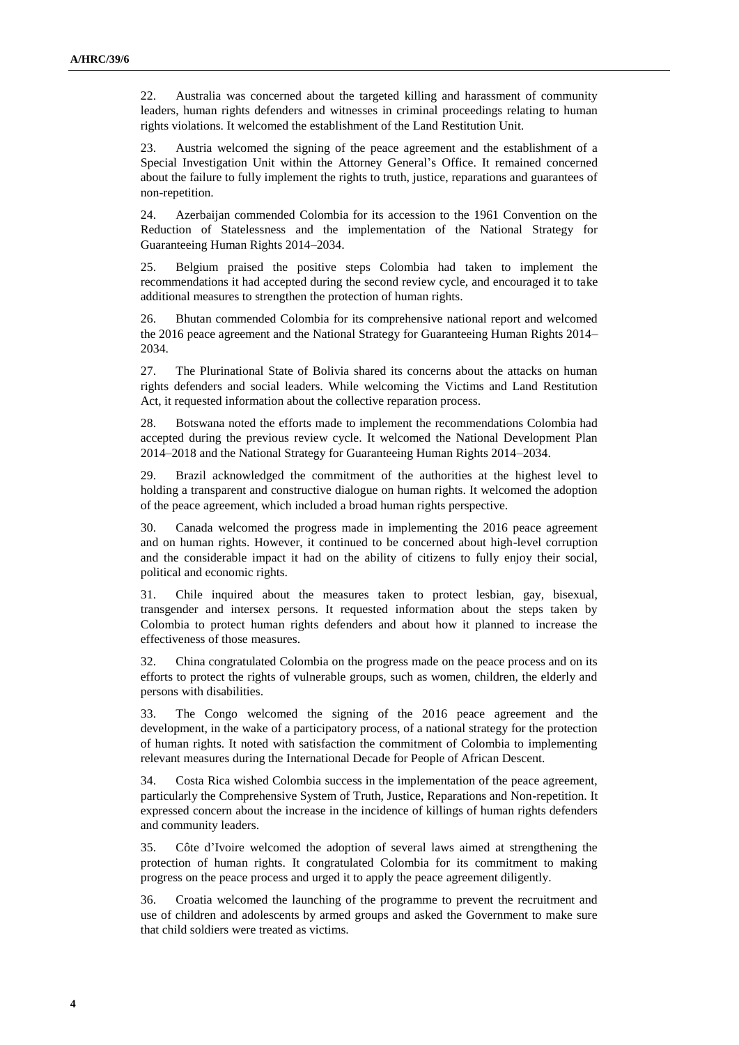22. Australia was concerned about the targeted killing and harassment of community leaders, human rights defenders and witnesses in criminal proceedings relating to human rights violations. It welcomed the establishment of the Land Restitution Unit.

23. Austria welcomed the signing of the peace agreement and the establishment of a Special Investigation Unit within the Attorney General's Office. It remained concerned about the failure to fully implement the rights to truth, justice, reparations and guarantees of non-repetition.

24. Azerbaijan commended Colombia for its accession to the 1961 Convention on the Reduction of Statelessness and the implementation of the National Strategy for Guaranteeing Human Rights 2014–2034.

25. Belgium praised the positive steps Colombia had taken to implement the recommendations it had accepted during the second review cycle, and encouraged it to take additional measures to strengthen the protection of human rights.

26. Bhutan commended Colombia for its comprehensive national report and welcomed the 2016 peace agreement and the National Strategy for Guaranteeing Human Rights 2014–2034.

27. The Plurinational State of Bolivia shared its concerns about the attacks on human rights defenders and social leaders. While welcoming the Victims and Land Restitution Act, it requested information about the collective reparation process.

28. Botswana noted the efforts made to implement the recommendations Colombia had accepted during the previous review cycle. It welcomed the National Development Plan 2014–2018 and the National Strategy for Guaranteeing Human Rights 2014–2034.

29. Brazil acknowledged the commitment of the authorities at the highest level to holding a transparent and constructive dialogue on human rights. It welcomed the adoption of the peace agreement, which included a broad human rights perspective.

30. Canada welcomed the progress made in implementing the 2016 peace agreement and on human rights. However, it continued to be concerned about high-level corruption and the considerable impact it had on the ability of citizens to fully enjoy their social, political and economic rights.

31. Chile inquired about the measures taken to protect lesbian, gay, bisexual, transgender and intersex persons. It requested information about the steps taken by Colombia to protect human rights defenders and about how it planned to increase the effectiveness of those measures.

32. China congratulated Colombia on the progress made on the peace process and on its efforts to protect the rights of vulnerable groups, such as women, children, the elderly and persons with disabilities.

33. The Congo welcomed the signing of the 2016 peace agreement and the development, in the wake of a participatory process, of a national strategy for the protection of human rights. It noted with satisfaction the commitment of Colombia to implementing relevant measures during the International Decade for People of African Descent.

34. Costa Rica wished Colombia success in the implementation of the peace agreement, particularly the Comprehensive System of Truth, Justice, Reparations and Non-repetition. It expressed concern about the increase in the incidence of killings of human rights defenders and community leaders.

35. Côte d'Ivoire welcomed the adoption of several laws aimed at strengthening the protection of human rights. It congratulated Colombia for its commitment to making progress on the peace process and urged it to apply the peace agreement diligently.

36. Croatia welcomed the launching of the programme to prevent the recruitment and use of children and adolescents by armed groups and asked the Government to make sure that child soldiers were treated as victims.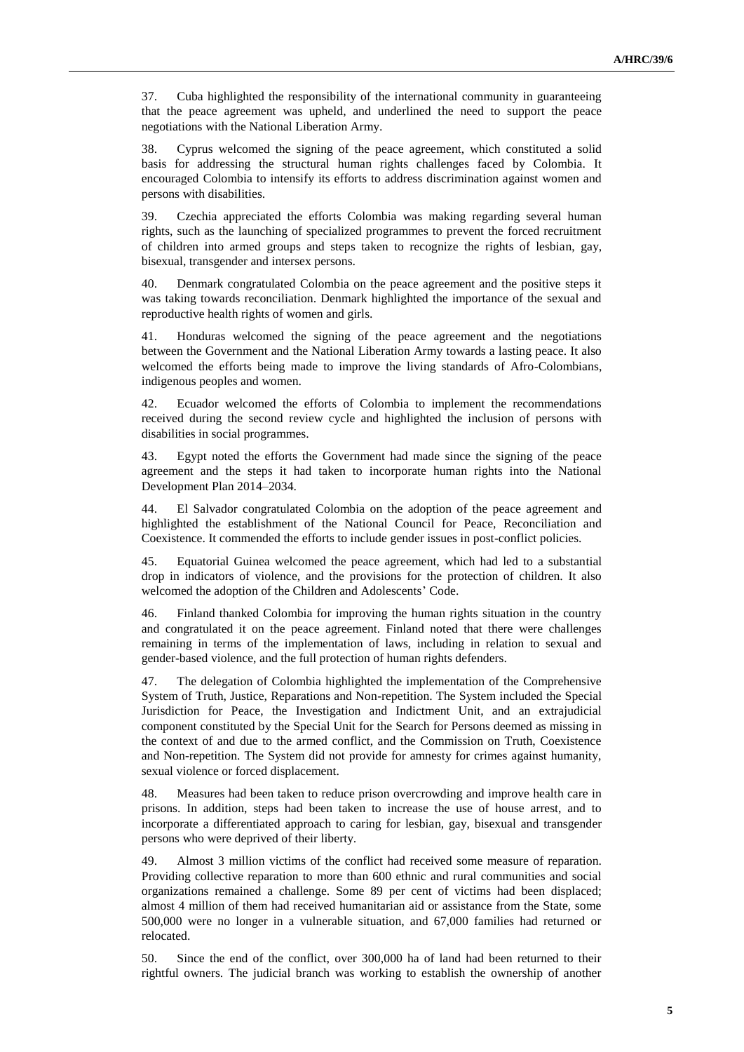37. Cuba highlighted the responsibility of the international community in guaranteeing that the peace agreement was upheld, and underlined the need to support the peace negotiations with the National Liberation Army.

38. Cyprus welcomed the signing of the peace agreement, which constituted a solid basis for addressing the structural human rights challenges faced by Colombia. It encouraged Colombia to intensify its efforts to address discrimination against women and persons with disabilities.

39. Czechia appreciated the efforts Colombia was making regarding several human rights, such as the launching of specialized programmes to prevent the forced recruitment of children into armed groups and steps taken to recognize the rights of lesbian, gay, bisexual, transgender and intersex persons.

40. Denmark congratulated Colombia on the peace agreement and the positive steps it was taking towards reconciliation. Denmark highlighted the importance of the sexual and reproductive health rights of women and girls.

41. Honduras welcomed the signing of the peace agreement and the negotiations between the Government and the National Liberation Army towards a lasting peace. It also welcomed the efforts being made to improve the living standards of Afro-Colombians, indigenous peoples and women.

42. Ecuador welcomed the efforts of Colombia to implement the recommendations received during the second review cycle and highlighted the inclusion of persons with disabilities in social programmes.

43. Egypt noted the efforts the Government had made since the signing of the peace agreement and the steps it had taken to incorporate human rights into the National Development Plan 2014–2034.

44. El Salvador congratulated Colombia on the adoption of the peace agreement and highlighted the establishment of the National Council for Peace, Reconciliation and Coexistence. It commended the efforts to include gender issues in post-conflict policies.

45. Equatorial Guinea welcomed the peace agreement, which had led to a substantial drop in indicators of violence, and the provisions for the protection of children. It also welcomed the adoption of the Children and Adolescents' Code.

46. Finland thanked Colombia for improving the human rights situation in the country and congratulated it on the peace agreement. Finland noted that there were challenges remaining in terms of the implementation of laws, including in relation to sexual and gender-based violence, and the full protection of human rights defenders.

47. The delegation of Colombia highlighted the implementation of the Comprehensive System of Truth, Justice, Reparations and Non-repetition. The System included the Special Jurisdiction for Peace, the Investigation and Indictment Unit, and an extrajudicial component constituted by the Special Unit for the Search for Persons deemed as missing in the context of and due to the armed conflict, and the Commission on Truth, Coexistence and Non-repetition. The System did not provide for amnesty for crimes against humanity, sexual violence or forced displacement.

48. Measures had been taken to reduce prison overcrowding and improve health care in prisons. In addition, steps had been taken to increase the use of house arrest, and to incorporate a differentiated approach to caring for lesbian, gay, bisexual and transgender persons who were deprived of their liberty.

49. Almost 3 million victims of the conflict had received some measure of reparation. Providing collective reparation to more than 600 ethnic and rural communities and social organizations remained a challenge. Some 89 per cent of victims had been displaced; almost 4 million of them had received humanitarian aid or assistance from the State, some 500,000 were no longer in a vulnerable situation, and 67,000 families had returned or relocated.

50. Since the end of the conflict, over 300,000 ha of land had been returned to their rightful owners. The judicial branch was working to establish the ownership of another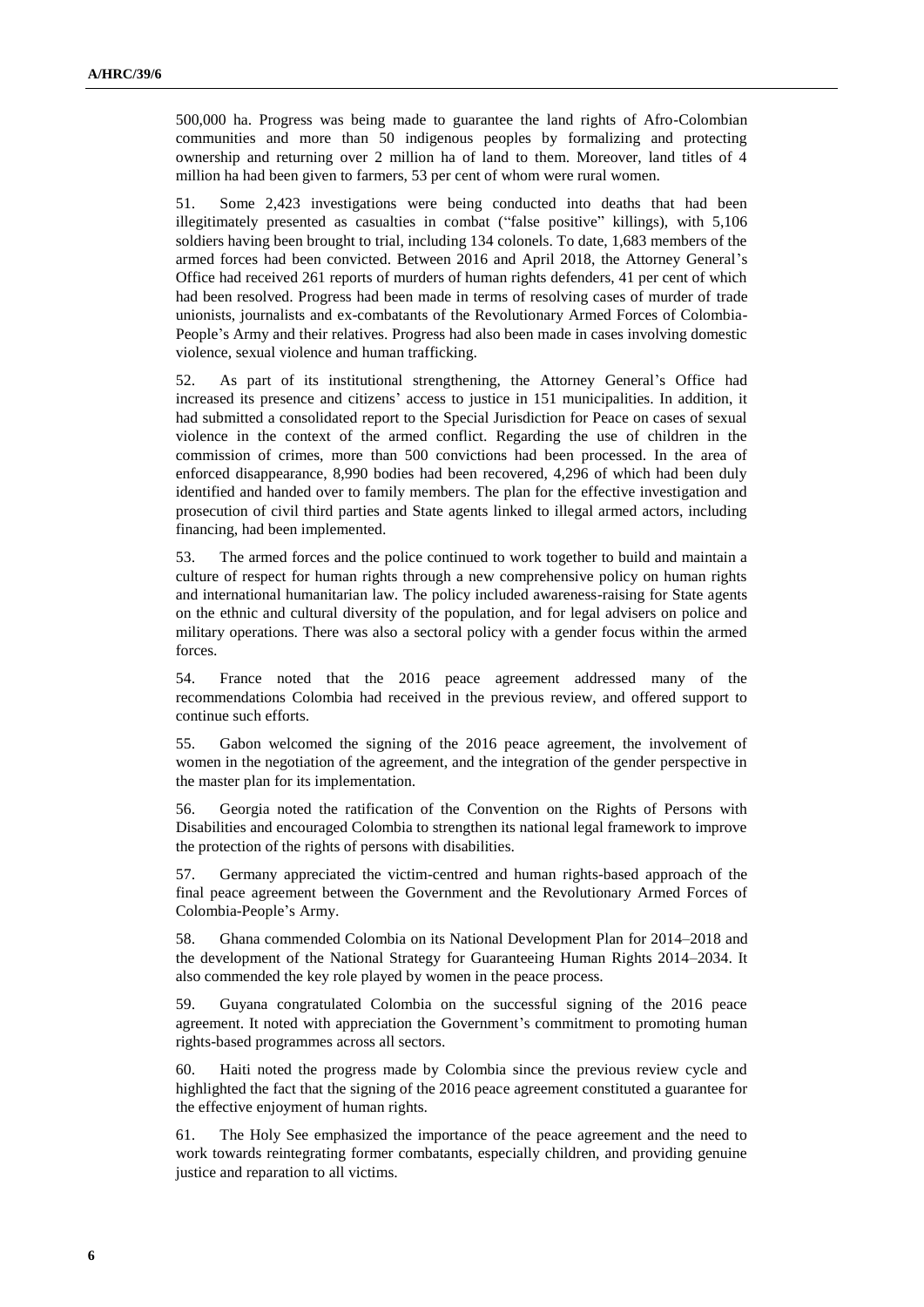500,000 ha. Progress was being made to guarantee the land rights of Afro-Colombian communities and more than 50 indigenous peoples by formalizing and protecting ownership and returning over 2 million ha of land to them. Moreover, land titles of 4 million ha had been given to farmers, 53 per cent of whom were rural women.

51. Some 2,423 investigations were being conducted into deaths that had been illegitimately presented as casualties in combat ("false positive" killings), with 5,106 soldiers having been brought to trial, including 134 colonels. To date, 1,683 members of the armed forces had been convicted. Between 2016 and April 2018, the Attorney General's Office had received 261 reports of murders of human rights defenders, 41 per cent of which had been resolved. Progress had been made in terms of resolving cases of murder of trade unionists, journalists and ex-combatants of the Revolutionary Armed Forces of Colombia-People's Army and their relatives. Progress had also been made in cases involving domestic violence, sexual violence and human trafficking.

52. As part of its institutional strengthening, the Attorney General's Office had increased its presence and citizens' access to justice in 151 municipalities. In addition, it had submitted a consolidated report to the Special Jurisdiction for Peace on cases of sexual violence in the context of the armed conflict. Regarding the use of children in the commission of crimes, more than 500 convictions had been processed. In the area of enforced disappearance, 8,990 bodies had been recovered, 4,296 of which had been duly identified and handed over to family members. The plan for the effective investigation and prosecution of civil third parties and State agents linked to illegal armed actors, including financing, had been implemented.

53. The armed forces and the police continued to work together to build and maintain a culture of respect for human rights through a new comprehensive policy on human rights and international humanitarian law. The policy included awareness-raising for State agents on the ethnic and cultural diversity of the population, and for legal advisers on police and military operations. There was also a sectoral policy with a gender focus within the armed forces.

54. France noted that the 2016 peace agreement addressed many of the recommendations Colombia had received in the previous review, and offered support to continue such efforts.

55. Gabon welcomed the signing of the 2016 peace agreement, the involvement of women in the negotiation of the agreement, and the integration of the gender perspective in the master plan for its implementation.

56. Georgia noted the ratification of the Convention on the Rights of Persons with Disabilities and encouraged Colombia to strengthen its national legal framework to improve the protection of the rights of persons with disabilities.

57. Germany appreciated the victim-centred and human rights-based approach of the final peace agreement between the Government and the Revolutionary Armed Forces of Colombia-People's Army.

58. Ghana commended Colombia on its National Development Plan for 2014–2018 and the development of the National Strategy for Guaranteeing Human Rights 2014–2034. It also commended the key role played by women in the peace process.

59. Guyana congratulated Colombia on the successful signing of the 2016 peace agreement. It noted with appreciation the Government's commitment to promoting human rights-based programmes across all sectors.

60. Haiti noted the progress made by Colombia since the previous review cycle and highlighted the fact that the signing of the 2016 peace agreement constituted a guarantee for the effective enjoyment of human rights.

61. The Holy See emphasized the importance of the peace agreement and the need to work towards reintegrating former combatants, especially children, and providing genuine justice and reparation to all victims.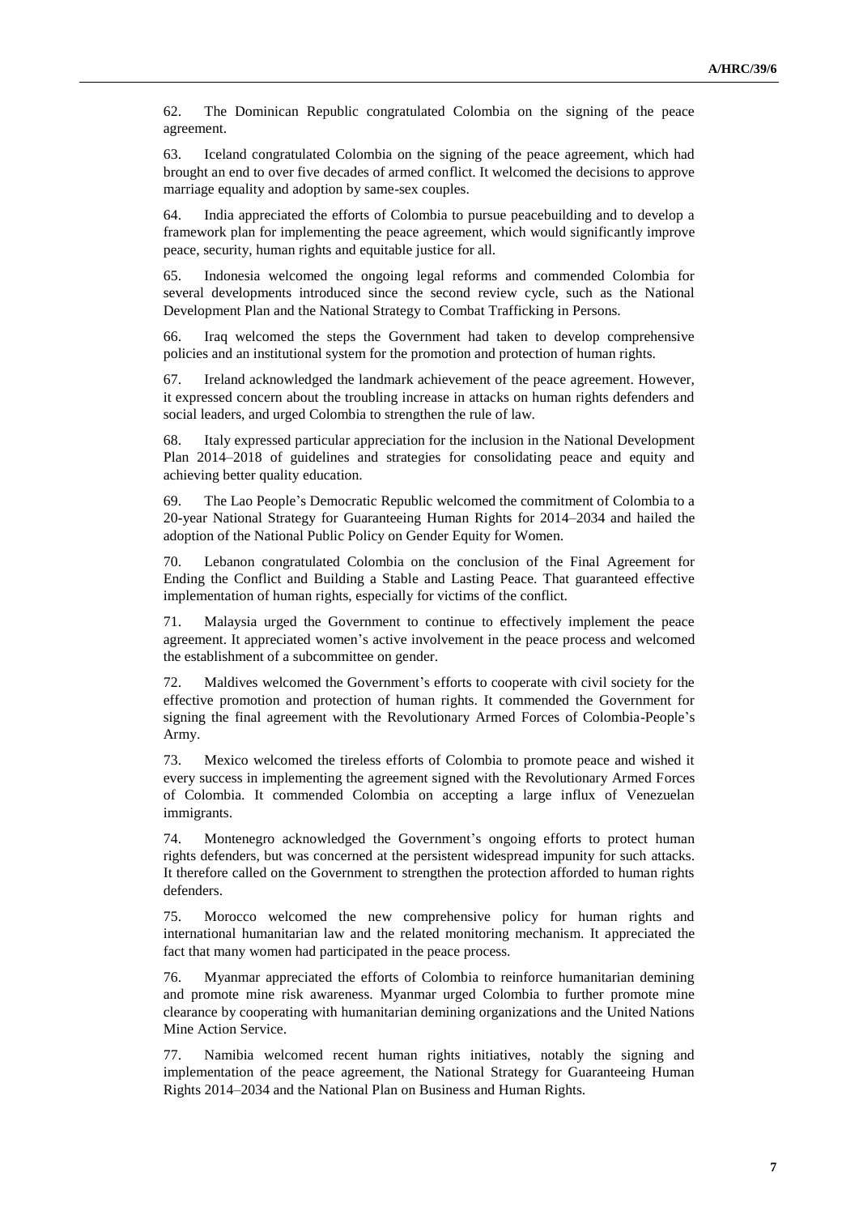62. The Dominican Republic congratulated Colombia on the signing of the peace agreement.

63. Iceland congratulated Colombia on the signing of the peace agreement, which had brought an end to over five decades of armed conflict. It welcomed the decisions to approve marriage equality and adoption by same-sex couples.

64. India appreciated the efforts of Colombia to pursue peacebuilding and to develop a framework plan for implementing the peace agreement, which would significantly improve peace, security, human rights and equitable justice for all.

65. Indonesia welcomed the ongoing legal reforms and commended Colombia for several developments introduced since the second review cycle, such as the National Development Plan and the National Strategy to Combat Trafficking in Persons.

66. Iraq welcomed the steps the Government had taken to develop comprehensive policies and an institutional system for the promotion and protection of human rights.

67. Ireland acknowledged the landmark achievement of the peace agreement. However, it expressed concern about the troubling increase in attacks on human rights defenders and social leaders, and urged Colombia to strengthen the rule of law.

68. Italy expressed particular appreciation for the inclusion in the National Development Plan 2014–2018 of guidelines and strategies for consolidating peace and equity and achieving better quality education.

69. The Lao People's Democratic Republic welcomed the commitment of Colombia to a 20-year National Strategy for Guaranteeing Human Rights for 2014–2034 and hailed the adoption of the National Public Policy on Gender Equity for Women.

70. Lebanon congratulated Colombia on the conclusion of the Final Agreement for Ending the Conflict and Building a Stable and Lasting Peace. That guaranteed effective implementation of human rights, especially for victims of the conflict.

71. Malaysia urged the Government to continue to effectively implement the peace agreement. It appreciated women's active involvement in the peace process and welcomed the establishment of a subcommittee on gender.

72. Maldives welcomed the Government's efforts to cooperate with civil society for the effective promotion and protection of human rights. It commended the Government for signing the final agreement with the Revolutionary Armed Forces of Colombia-People's Army.

73. Mexico welcomed the tireless efforts of Colombia to promote peace and wished it every success in implementing the agreement signed with the Revolutionary Armed Forces of Colombia. It commended Colombia on accepting a large influx of Venezuelan immigrants.

74. Montenegro acknowledged the Government's ongoing efforts to protect human rights defenders, but was concerned at the persistent widespread impunity for such attacks. It therefore called on the Government to strengthen the protection afforded to human rights defenders.

75. Morocco welcomed the new comprehensive policy for human rights and international humanitarian law and the related monitoring mechanism. It appreciated the fact that many women had participated in the peace process.

76. Myanmar appreciated the efforts of Colombia to reinforce humanitarian demining and promote mine risk awareness. Myanmar urged Colombia to further promote mine clearance by cooperating with humanitarian demining organizations and the United Nations Mine Action Service.

77. Namibia welcomed recent human rights initiatives, notably the signing and implementation of the peace agreement, the National Strategy for Guaranteeing Human Rights 2014–2034 and the National Plan on Business and Human Rights.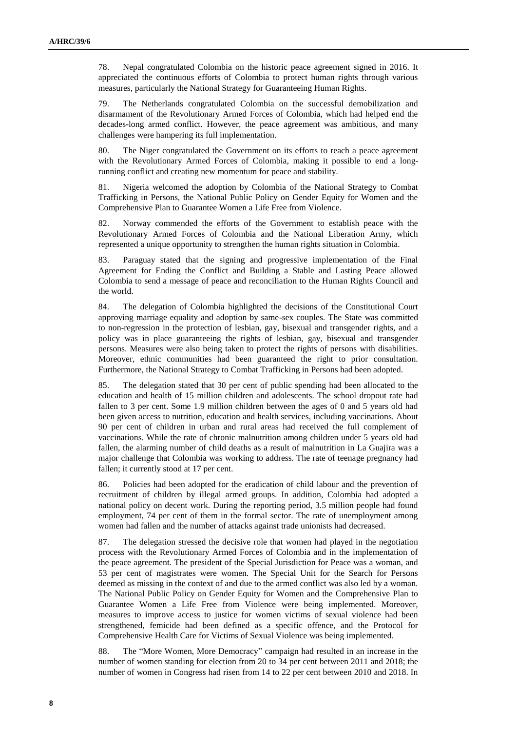78. Nepal congratulated Colombia on the historic peace agreement signed in 2016. It appreciated the continuous efforts of Colombia to protect human rights through various measures, particularly the National Strategy for Guaranteeing Human Rights.

79. The Netherlands congratulated Colombia on the successful demobilization and disarmament of the Revolutionary Armed Forces of Colombia, which had helped end the decades-long armed conflict. However, the peace agreement was ambitious, and many challenges were hampering its full implementation.

80. The Niger congratulated the Government on its efforts to reach a peace agreement with the Revolutionary Armed Forces of Colombia, making it possible to end a long-running conflict and creating new momentum for peace and stability.

81. Nigeria welcomed the adoption by Colombia of the National Strategy to Combat Trafficking in Persons, the National Public Policy on Gender Equity for Women and the Comprehensive Plan to Guarantee Women a Life Free from Violence.

82. Norway commended the efforts of the Government to establish peace with the Revolutionary Armed Forces of Colombia and the National Liberation Army, which represented a unique opportunity to strengthen the human rights situation in Colombia.

83. Paraguay stated that the signing and progressive implementation of the Final Agreement for Ending the Conflict and Building a Stable and Lasting Peace allowed Colombia to send a message of peace and reconciliation to the Human Rights Council and the world.

84. The delegation of Colombia highlighted the decisions of the Constitutional Court approving marriage equality and adoption by same-sex couples. The State was committed to non-regression in the protection of lesbian, gay, bisexual and transgender rights, and a policy was in place guaranteeing the rights of lesbian, gay, bisexual and transgender persons. Measures were also being taken to protect the rights of persons with disabilities. Moreover, ethnic communities had been guaranteed the right to prior consultation. Furthermore, the National Strategy to Combat Trafficking in Persons had been adopted.

85. The delegation stated that 30 per cent of public spending had been allocated to the education and health of 15 million children and adolescents. The school dropout rate had fallen to 3 per cent. Some 1.9 million children between the ages of 0 and 5 years old had been given access to nutrition, education and health services, including vaccinations. About 90 per cent of children in urban and rural areas had received the full complement of vaccinations. While the rate of chronic malnutrition among children under 5 years old had fallen, the alarming number of child deaths as a result of malnutrition in La Guajira was a major challenge that Colombia was working to address. The rate of teenage pregnancy had fallen; it currently stood at 17 per cent.

86. Policies had been adopted for the eradication of child labour and the prevention of recruitment of children by illegal armed groups. In addition, Colombia had adopted a national policy on decent work. During the reporting period, 3.5 million people had found employment, 74 per cent of them in the formal sector. The rate of unemployment among women had fallen and the number of attacks against trade unionists had decreased.

87. The delegation stressed the decisive role that women had played in the negotiation process with the Revolutionary Armed Forces of Colombia and in the implementation of the peace agreement. The president of the Special Jurisdiction for Peace was a woman, and 53 per cent of magistrates were women. The Special Unit for the Search for Persons deemed as missing in the context of and due to the armed conflict was also led by a woman. The National Public Policy on Gender Equity for Women and the Comprehensive Plan to Guarantee Women a Life Free from Violence were being implemented. Moreover, measures to improve access to justice for women victims of sexual violence had been strengthened, femicide had been defined as a specific offence, and the Protocol for Comprehensive Health Care for Victims of Sexual Violence was being implemented.

88. The "More Women, More Democracy" campaign had resulted in an increase in the number of women standing for election from 20 to 34 per cent between 2011 and 2018; the number of women in Congress had risen from 14 to 22 per cent between 2010 and 2018. In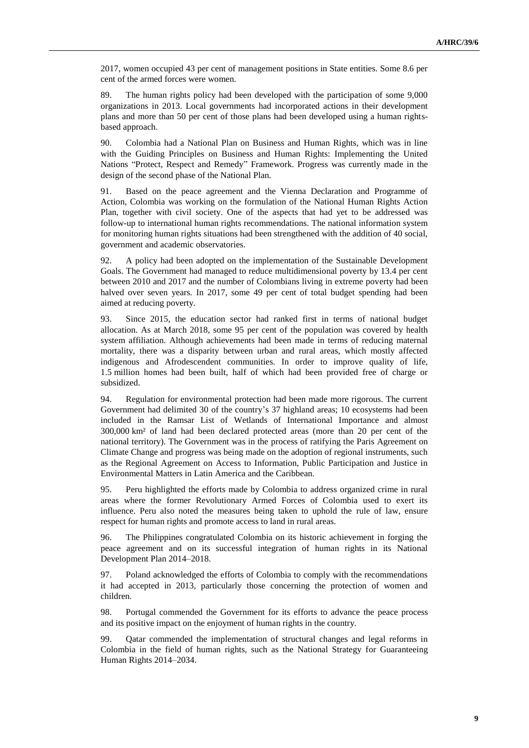2017, women occupied 43 per cent of management positions in State entities. Some 8.6 per cent of the armed forces were women.

89. The human rights policy had been developed with the participation of some 9,000 organizations in 2013. Local governments had incorporated actions in their development plans and more than 50 per cent of those plans had been developed using a human rights-based approach.

90. Colombia had a National Plan on Business and Human Rights, which was in line with the Guiding Principles on Business and Human Rights: Implementing the United Nations "Protect, Respect and Remedy" Framework. Progress was currently made in the design of the second phase of the National Plan.

91. Based on the peace agreement and the Vienna Declaration and Programme of Action, Colombia was working on the formulation of the National Human Rights Action Plan, together with civil society. One of the aspects that had yet to be addressed was follow-up to international human rights recommendations. The national information system for monitoring human rights situations had been strengthened with the addition of 40 social, government and academic observatories.

92. A policy had been adopted on the implementation of the Sustainable Development Goals. The Government had managed to reduce multidimensional poverty by 13.4 per cent between 2010 and 2017 and the number of Colombians living in extreme poverty had been halved over seven years. In 2017, some 49 per cent of total budget spending had been aimed at reducing poverty.

93. Since 2015, the education sector had ranked first in terms of national budget allocation. As at March 2018, some 95 per cent of the population was covered by health system affiliation. Although achievements had been made in terms of reducing maternal mortality, there was a disparity between urban and rural areas, which mostly affected indigenous and Afrodescendent communities. In order to improve quality of life, 1.5 million homes had been built, half of which had been provided free of charge or subsidized.

94. Regulation for environmental protection had been made more rigorous. The current Government had delimited 30 of the country's 37 highland areas; 10 ecosystems had been included in the Ramsar List of Wetlands of International Importance and almost 300,000 km² of land had been declared protected areas (more than 20 per cent of the national territory). The Government was in the process of ratifying the Paris Agreement on Climate Change and progress was being made on the adoption of regional instruments, such as the Regional Agreement on Access to Information, Public Participation and Justice in Environmental Matters in Latin America and the Caribbean.

95. Peru highlighted the efforts made by Colombia to address organized crime in rural areas where the former Revolutionary Armed Forces of Colombia used to exert its influence. Peru also noted the measures being taken to uphold the rule of law, ensure respect for human rights and promote access to land in rural areas.

96. The Philippines congratulated Colombia on its historic achievement in forging the peace agreement and on its successful integration of human rights in its National Development Plan 2014–2018.

97. Poland acknowledged the efforts of Colombia to comply with the recommendations it had accepted in 2013, particularly those concerning the protection of women and children.

98. Portugal commended the Government for its efforts to advance the peace process and its positive impact on the enjoyment of human rights in the country.

99. Qatar commended the implementation of structural changes and legal reforms in Colombia in the field of human rights, such as the National Strategy for Guaranteeing Human Rights 2014–2034.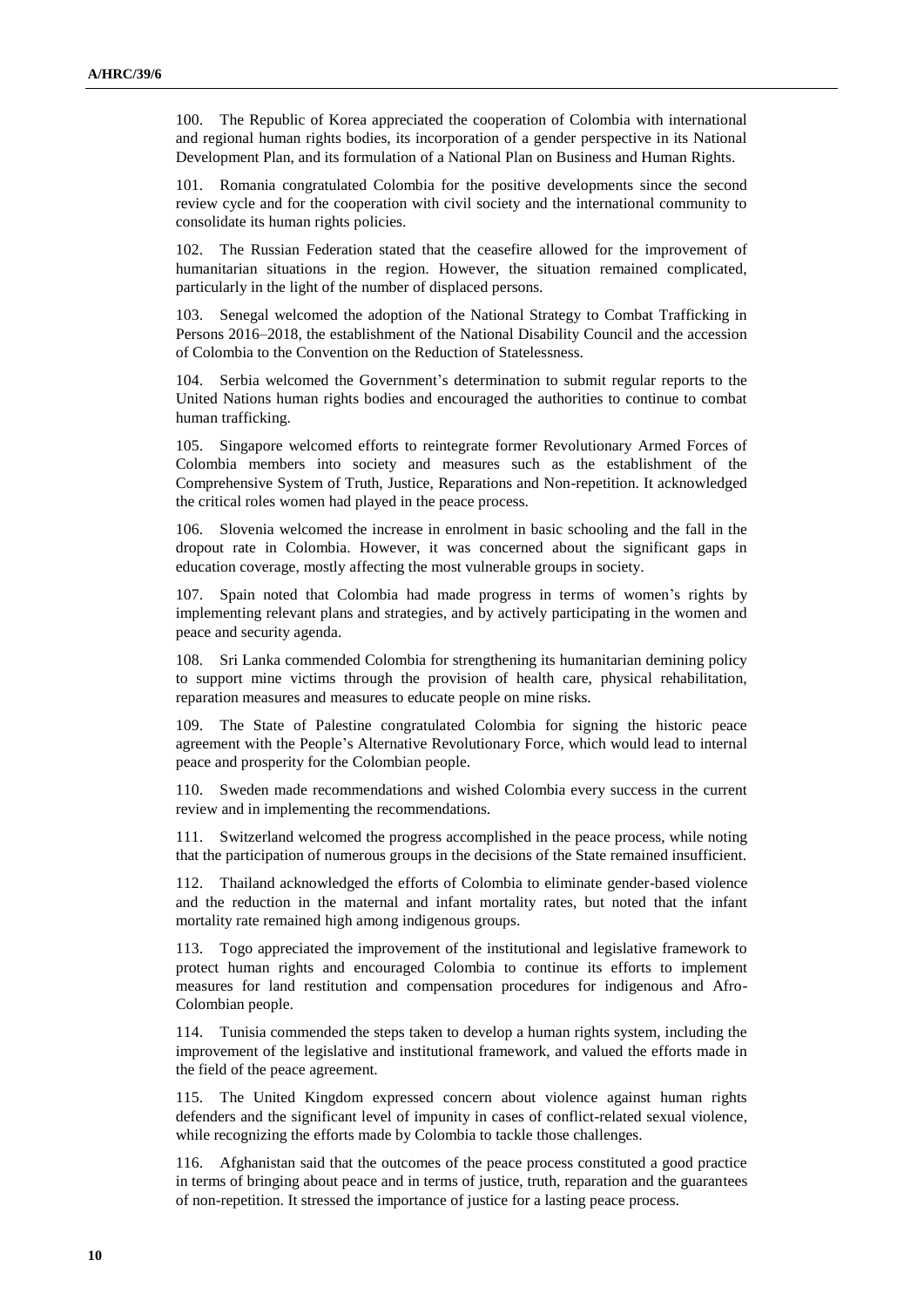100. The Republic of Korea appreciated the cooperation of Colombia with international and regional human rights bodies, its incorporation of a gender perspective in its National Development Plan, and its formulation of a National Plan on Business and Human Rights.

101. Romania congratulated Colombia for the positive developments since the second review cycle and for the cooperation with civil society and the international community to consolidate its human rights policies.

102. The Russian Federation stated that the ceasefire allowed for the improvement of humanitarian situations in the region. However, the situation remained complicated, particularly in the light of the number of displaced persons.

103. Senegal welcomed the adoption of the National Strategy to Combat Trafficking in Persons 2016–2018, the establishment of the National Disability Council and the accession of Colombia to the Convention on the Reduction of Statelessness.

104. Serbia welcomed the Government's determination to submit regular reports to the United Nations human rights bodies and encouraged the authorities to continue to combat human trafficking.

105. Singapore welcomed efforts to reintegrate former Revolutionary Armed Forces of Colombia members into society and measures such as the establishment of the Comprehensive System of Truth, Justice, Reparations and Non-repetition. It acknowledged the critical roles women had played in the peace process.

106. Slovenia welcomed the increase in enrolment in basic schooling and the fall in the dropout rate in Colombia. However, it was concerned about the significant gaps in education coverage, mostly affecting the most vulnerable groups in society.

107. Spain noted that Colombia had made progress in terms of women's rights by implementing relevant plans and strategies, and by actively participating in the women and peace and security agenda.

108. Sri Lanka commended Colombia for strengthening its humanitarian demining policy to support mine victims through the provision of health care, physical rehabilitation, reparation measures and measures to educate people on mine risks.

109. The State of Palestine congratulated Colombia for signing the historic peace agreement with the People's Alternative Revolutionary Force, which would lead to internal peace and prosperity for the Colombian people.

110. Sweden made recommendations and wished Colombia every success in the current review and in implementing the recommendations.

111. Switzerland welcomed the progress accomplished in the peace process, while noting that the participation of numerous groups in the decisions of the State remained insufficient.

112. Thailand acknowledged the efforts of Colombia to eliminate gender-based violence and the reduction in the maternal and infant mortality rates, but noted that the infant mortality rate remained high among indigenous groups.

113. Togo appreciated the improvement of the institutional and legislative framework to protect human rights and encouraged Colombia to continue its efforts to implement measures for land restitution and compensation procedures for indigenous and Afro-Colombian people.

114. Tunisia commended the steps taken to develop a human rights system, including the improvement of the legislative and institutional framework, and valued the efforts made in the field of the peace agreement.

115. The United Kingdom expressed concern about violence against human rights defenders and the significant level of impunity in cases of conflict-related sexual violence, while recognizing the efforts made by Colombia to tackle those challenges.

116. Afghanistan said that the outcomes of the peace process constituted a good practice in terms of bringing about peace and in terms of justice, truth, reparation and the guarantees of non-repetition. It stressed the importance of justice for a lasting peace process.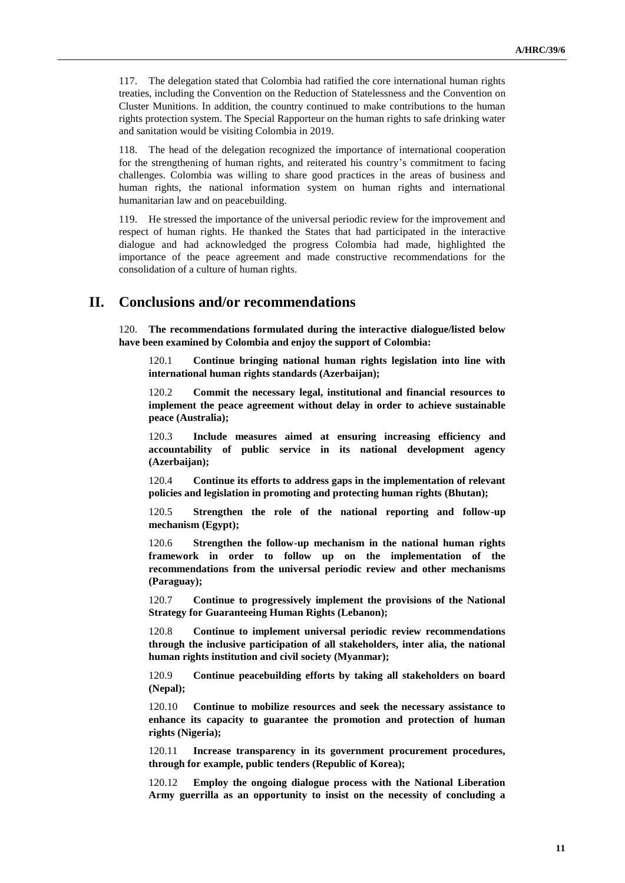117. The delegation stated that Colombia had ratified the core international human rights treaties, including the Convention on the Reduction of Statelessness and the Convention on Cluster Munitions. In addition, the country continued to make contributions to the human rights protection system. The Special Rapporteur on the human rights to safe drinking water and sanitation would be visiting Colombia in 2019.

118. The head of the delegation recognized the importance of international cooperation for the strengthening of human rights, and reiterated his country's commitment to facing challenges. Colombia was willing to share good practices in the areas of business and human rights, the national information system on human rights and international humanitarian law and on peacebuilding.

119. He stressed the importance of the universal periodic review for the improvement and respect of human rights. He thanked the States that had participated in the interactive dialogue and had acknowledged the progress Colombia had made, highlighted the importance of the peace agreement and made constructive recommendations for the consolidation of a culture of human rights.

## II. Conclusions and/or recommendations

120. **The recommendations formulated during the interactive dialogue/listed below have been examined by Colombia and enjoy the support of Colombia:**

> 120.1 **Continue bringing national human rights legislation into line with international human rights standards (Azerbaijan);**
>
> 120.2 **Commit the necessary legal, institutional and financial resources to implement the peace agreement without delay in order to achieve sustainable peace (Australia);**
>
> 120.3 **Include measures aimed at ensuring increasing efficiency and accountability of public service in its national development agency (Azerbaijan);**
>
> 120.4 **Continue its efforts to address gaps in the implementation of relevant policies and legislation in promoting and protecting human rights (Bhutan);**
>
> 120.5 **Strengthen the role of the national reporting and follow-up mechanism (Egypt);**
>
> 120.6 **Strengthen the follow-up mechanism in the national human rights framework in order to follow up on the implementation of the recommendations from the universal periodic review and other mechanisms (Paraguay);**
>
> 120.7 **Continue to progressively implement the provisions of the National Strategy for Guaranteeing Human Rights (Lebanon);**
>
> 120.8 **Continue to implement universal periodic review recommendations through the inclusive participation of all stakeholders, inter alia, the national human rights institution and civil society (Myanmar);**
>
> 120.9 **Continue peacebuilding efforts by taking all stakeholders on board (Nepal);**
>
> 120.10 **Continue to mobilize resources and seek the necessary assistance to enhance its capacity to guarantee the promotion and protection of human rights (Nigeria);**
>
> 120.11 **Increase transparency in its government procurement procedures, through for example, public tenders (Republic of Korea);**
>
> 120.12 **Employ the ongoing dialogue process with the National Liberation Army guerrilla as an opportunity to insist on the necessity of concluding a**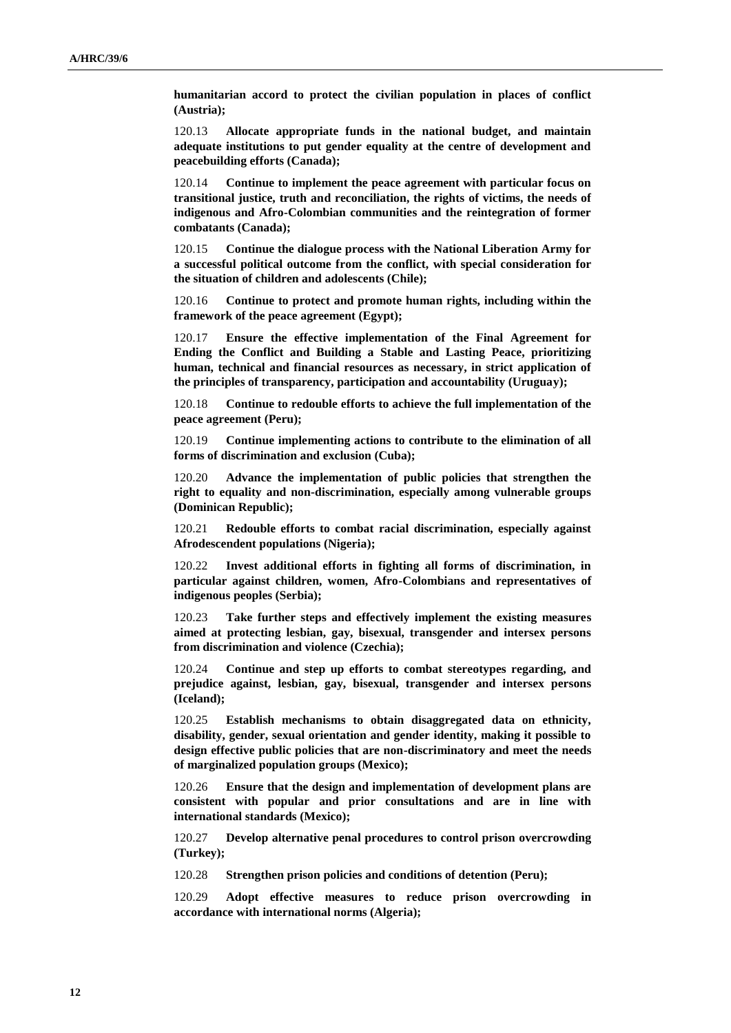**humanitarian accord to protect the civilian population in places of conflict (Austria);**

120.13 **Allocate appropriate funds in the national budget, and maintain adequate institutions to put gender equality at the centre of development and peacebuilding efforts (Canada);**

120.14 **Continue to implement the peace agreement with particular focus on transitional justice, truth and reconciliation, the rights of victims, the needs of indigenous and Afro-Colombian communities and the reintegration of former combatants (Canada);**

120.15 **Continue the dialogue process with the National Liberation Army for a successful political outcome from the conflict, with special consideration for the situation of children and adolescents (Chile);**

120.16 **Continue to protect and promote human rights, including within the framework of the peace agreement (Egypt);**

120.17 **Ensure the effective implementation of the Final Agreement for Ending the Conflict and Building a Stable and Lasting Peace, prioritizing human, technical and financial resources as necessary, in strict application of the principles of transparency, participation and accountability (Uruguay);**

120.18 **Continue to redouble efforts to achieve the full implementation of the peace agreement (Peru);**

120.19 **Continue implementing actions to contribute to the elimination of all forms of discrimination and exclusion (Cuba);**

120.20 **Advance the implementation of public policies that strengthen the right to equality and non-discrimination, especially among vulnerable groups (Dominican Republic);**

120.21 **Redouble efforts to combat racial discrimination, especially against Afrodescendent populations (Nigeria);**

120.22 **Invest additional efforts in fighting all forms of discrimination, in particular against children, women, Afro-Colombians and representatives of indigenous peoples (Serbia);**

120.23 **Take further steps and effectively implement the existing measures aimed at protecting lesbian, gay, bisexual, transgender and intersex persons from discrimination and violence (Czechia);**

120.24 **Continue and step up efforts to combat stereotypes regarding, and prejudice against, lesbian, gay, bisexual, transgender and intersex persons (Iceland);**

120.25 **Establish mechanisms to obtain disaggregated data on ethnicity, disability, gender, sexual orientation and gender identity, making it possible to design effective public policies that are non-discriminatory and meet the needs of marginalized population groups (Mexico);**

120.26 **Ensure that the design and implementation of development plans are consistent with popular and prior consultations and are in line with international standards (Mexico);**

120.27 **Develop alternative penal procedures to control prison overcrowding (Turkey);**

120.28 **Strengthen prison policies and conditions of detention (Peru);**

120.29 **Adopt effective measures to reduce prison overcrowding in accordance with international norms (Algeria);**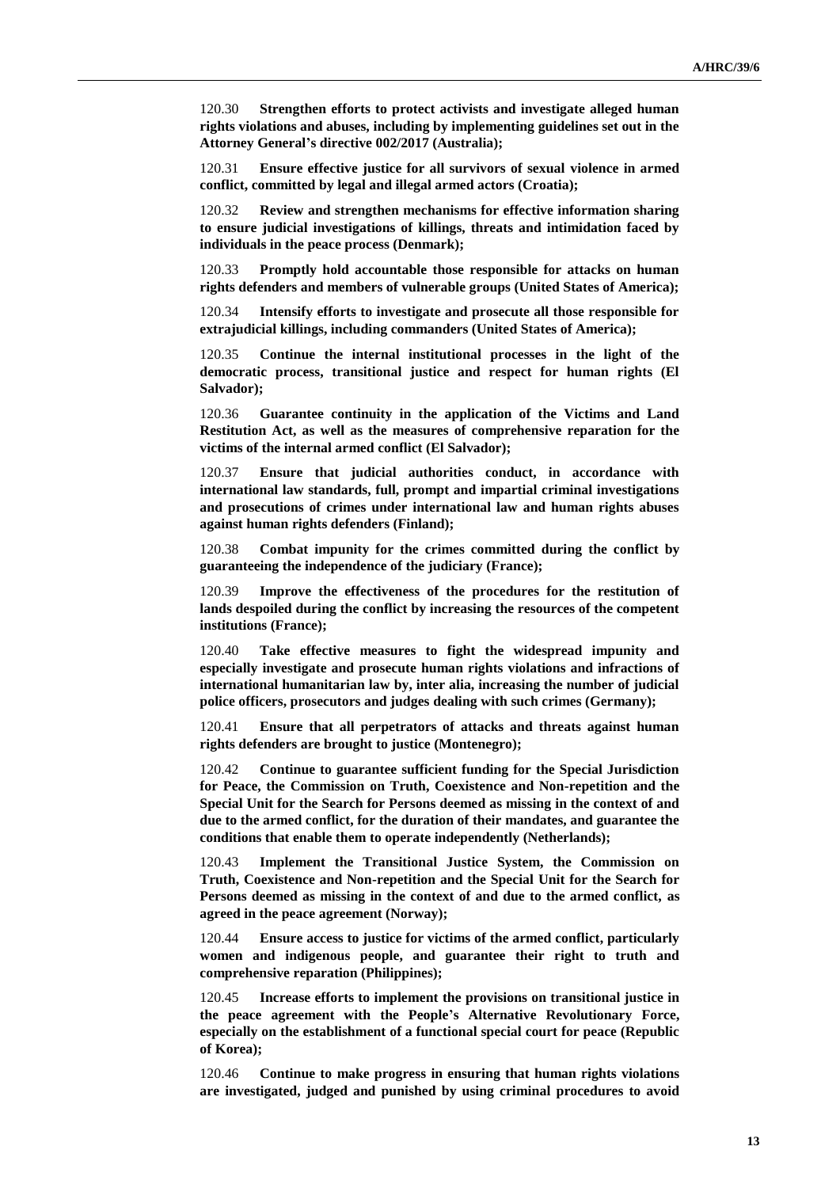120.30 **Strengthen efforts to protect activists and investigate alleged human rights violations and abuses, including by implementing guidelines set out in the Attorney General's directive 002/2017 (Australia);**

120.31 **Ensure effective justice for all survivors of sexual violence in armed conflict, committed by legal and illegal armed actors (Croatia);**

120.32 **Review and strengthen mechanisms for effective information sharing to ensure judicial investigations of killings, threats and intimidation faced by individuals in the peace process (Denmark);**

120.33 **Promptly hold accountable those responsible for attacks on human rights defenders and members of vulnerable groups (United States of America);**

120.34 **Intensify efforts to investigate and prosecute all those responsible for extrajudicial killings, including commanders (United States of America);**

120.35 **Continue the internal institutional processes in the light of the democratic process, transitional justice and respect for human rights (El Salvador);**

120.36 **Guarantee continuity in the application of the Victims and Land Restitution Act, as well as the measures of comprehensive reparation for the victims of the internal armed conflict (El Salvador);**

120.37 **Ensure that judicial authorities conduct, in accordance with international law standards, full, prompt and impartial criminal investigations and prosecutions of crimes under international law and human rights abuses against human rights defenders (Finland);**

120.38 **Combat impunity for the crimes committed during the conflict by guaranteeing the independence of the judiciary (France);**

120.39 **Improve the effectiveness of the procedures for the restitution of lands despoiled during the conflict by increasing the resources of the competent institutions (France);**

120.40 **Take effective measures to fight the widespread impunity and especially investigate and prosecute human rights violations and infractions of international humanitarian law by, inter alia, increasing the number of judicial police officers, prosecutors and judges dealing with such crimes (Germany);**

120.41 **Ensure that all perpetrators of attacks and threats against human rights defenders are brought to justice (Montenegro);**

120.42 **Continue to guarantee sufficient funding for the Special Jurisdiction for Peace, the Commission on Truth, Coexistence and Non-repetition and the Special Unit for the Search for Persons deemed as missing in the context of and due to the armed conflict, for the duration of their mandates, and guarantee the conditions that enable them to operate independently (Netherlands);**

120.43 **Implement the Transitional Justice System, the Commission on Truth, Coexistence and Non-repetition and the Special Unit for the Search for Persons deemed as missing in the context of and due to the armed conflict, as agreed in the peace agreement (Norway);**

120.44 **Ensure access to justice for victims of the armed conflict, particularly women and indigenous people, and guarantee their right to truth and comprehensive reparation (Philippines);**

120.45 **Increase efforts to implement the provisions on transitional justice in the peace agreement with the People's Alternative Revolutionary Force, especially on the establishment of a functional special court for peace (Republic of Korea);**

120.46 **Continue to make progress in ensuring that human rights violations are investigated, judged and punished by using criminal procedures to avoid**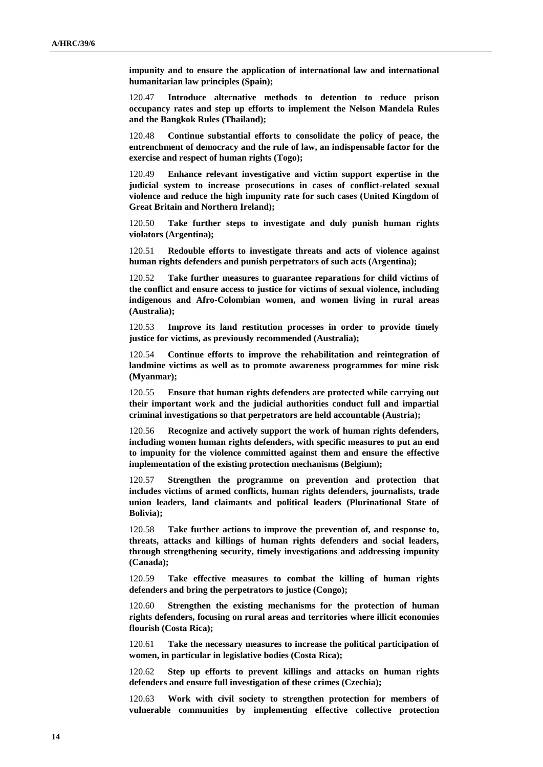**impunity and to ensure the application of international law and international humanitarian law principles (Spain);**

120.47 **Introduce alternative methods to detention to reduce prison occupancy rates and step up efforts to implement the Nelson Mandela Rules and the Bangkok Rules (Thailand);**

120.48 **Continue substantial efforts to consolidate the policy of peace, the entrenchment of democracy and the rule of law, an indispensable factor for the exercise and respect of human rights (Togo);**

120.49 **Enhance relevant investigative and victim support expertise in the judicial system to increase prosecutions in cases of conflict-related sexual violence and reduce the high impunity rate for such cases (United Kingdom of Great Britain and Northern Ireland);**

120.50 **Take further steps to investigate and duly punish human rights violators (Argentina);**

120.51 **Redouble efforts to investigate threats and acts of violence against human rights defenders and punish perpetrators of such acts (Argentina);**

120.52 **Take further measures to guarantee reparations for child victims of the conflict and ensure access to justice for victims of sexual violence, including indigenous and Afro-Colombian women, and women living in rural areas (Australia);**

120.53 **Improve its land restitution processes in order to provide timely justice for victims, as previously recommended (Australia);**

120.54 **Continue efforts to improve the rehabilitation and reintegration of landmine victims as well as to promote awareness programmes for mine risk (Myanmar);**

120.55 **Ensure that human rights defenders are protected while carrying out their important work and the judicial authorities conduct full and impartial criminal investigations so that perpetrators are held accountable (Austria);**

120.56 **Recognize and actively support the work of human rights defenders, including women human rights defenders, with specific measures to put an end to impunity for the violence committed against them and ensure the effective implementation of the existing protection mechanisms (Belgium);**

120.57 **Strengthen the programme on prevention and protection that includes victims of armed conflicts, human rights defenders, journalists, trade union leaders, land claimants and political leaders (Plurinational State of Bolivia);**

120.58 **Take further actions to improve the prevention of, and response to, threats, attacks and killings of human rights defenders and social leaders, through strengthening security, timely investigations and addressing impunity (Canada);**

120.59 **Take effective measures to combat the killing of human rights defenders and bring the perpetrators to justice (Congo);**

120.60 **Strengthen the existing mechanisms for the protection of human rights defenders, focusing on rural areas and territories where illicit economies flourish (Costa Rica);**

120.61 **Take the necessary measures to increase the political participation of women, in particular in legislative bodies (Costa Rica);**

120.62 **Step up efforts to prevent killings and attacks on human rights defenders and ensure full investigation of these crimes (Czechia);**

120.63 **Work with civil society to strengthen protection for members of vulnerable communities by implementing effective collective protection**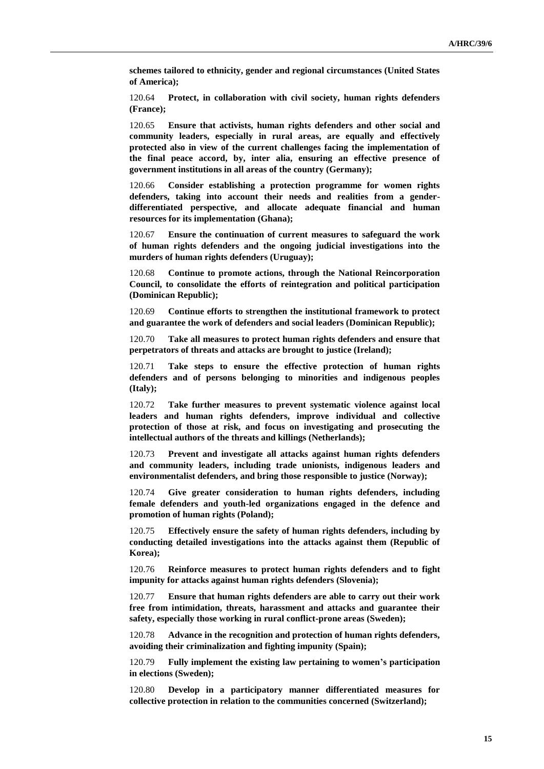**schemes tailored to ethnicity, gender and regional circumstances (United States of America);**

120.64 **Protect, in collaboration with civil society, human rights defenders (France);**

120.65 **Ensure that activists, human rights defenders and other social and community leaders, especially in rural areas, are equally and effectively protected also in view of the current challenges facing the implementation of the final peace accord, by, inter alia, ensuring an effective presence of government institutions in all areas of the country (Germany);**

120.66 **Consider establishing a protection programme for women rights defenders, taking into account their needs and realities from a gender-differentiated perspective, and allocate adequate financial and human resources for its implementation (Ghana);**

120.67 **Ensure the continuation of current measures to safeguard the work of human rights defenders and the ongoing judicial investigations into the murders of human rights defenders (Uruguay);**

120.68 **Continue to promote actions, through the National Reincorporation Council, to consolidate the efforts of reintegration and political participation (Dominican Republic);**

120.69 **Continue efforts to strengthen the institutional framework to protect and guarantee the work of defenders and social leaders (Dominican Republic);**

120.70 **Take all measures to protect human rights defenders and ensure that perpetrators of threats and attacks are brought to justice (Ireland);**

120.71 **Take steps to ensure the effective protection of human rights defenders and of persons belonging to minorities and indigenous peoples (Italy);**

120.72 **Take further measures to prevent systematic violence against local leaders and human rights defenders, improve individual and collective protection of those at risk, and focus on investigating and prosecuting the intellectual authors of the threats and killings (Netherlands);**

120.73 **Prevent and investigate all attacks against human rights defenders and community leaders, including trade unionists, indigenous leaders and environmentalist defenders, and bring those responsible to justice (Norway);**

120.74 **Give greater consideration to human rights defenders, including female defenders and youth-led organizations engaged in the defence and promotion of human rights (Poland);**

120.75 **Effectively ensure the safety of human rights defenders, including by conducting detailed investigations into the attacks against them (Republic of Korea);**

120.76 **Reinforce measures to protect human rights defenders and to fight impunity for attacks against human rights defenders (Slovenia);**

120.77 **Ensure that human rights defenders are able to carry out their work free from intimidation, threats, harassment and attacks and guarantee their safety, especially those working in rural conflict-prone areas (Sweden);**

120.78 **Advance in the recognition and protection of human rights defenders, avoiding their criminalization and fighting impunity (Spain);**

120.79 **Fully implement the existing law pertaining to women's participation in elections (Sweden);**

120.80 **Develop in a participatory manner differentiated measures for collective protection in relation to the communities concerned (Switzerland);**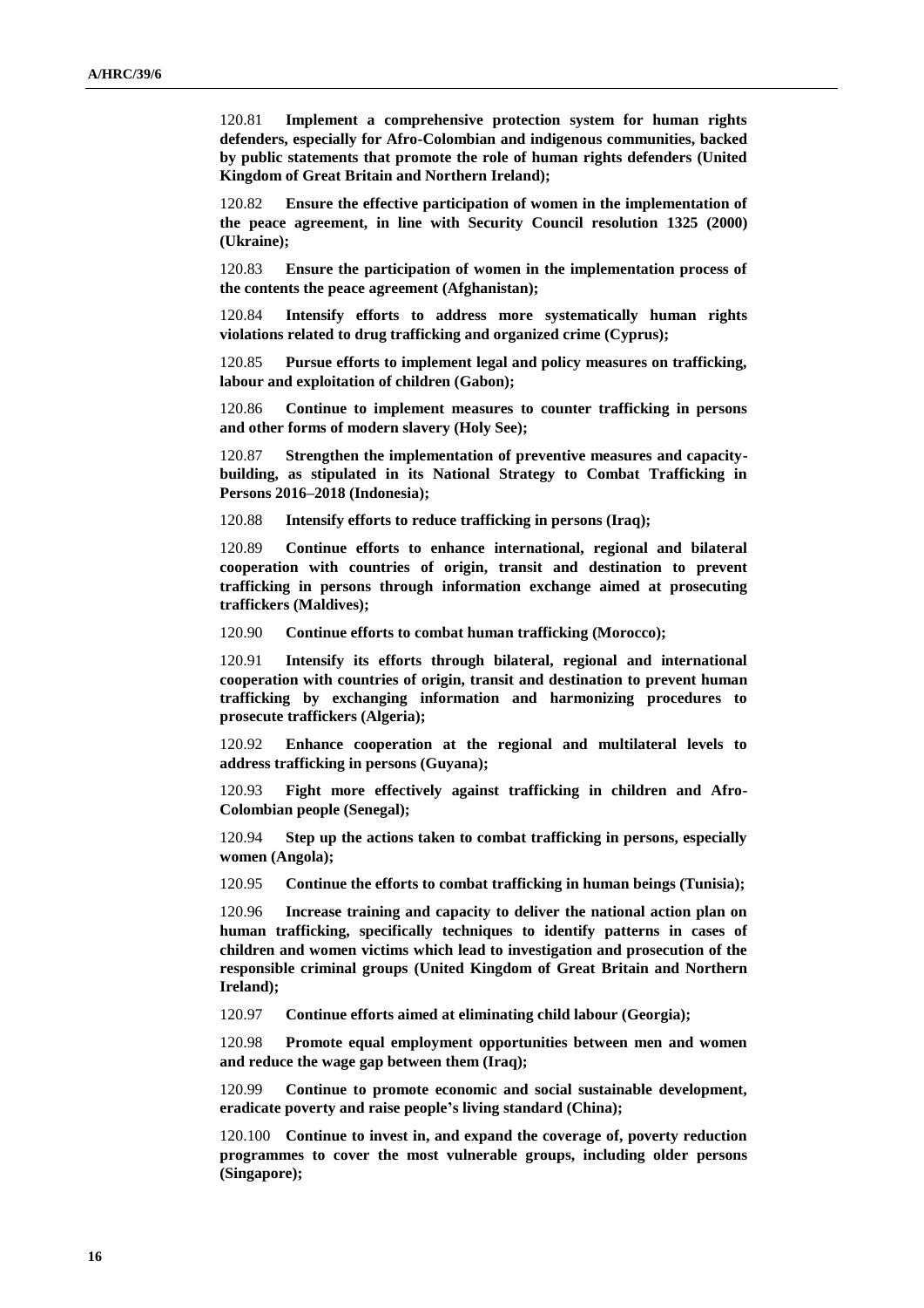120.81 **Implement a comprehensive protection system for human rights defenders, especially for Afro-Colombian and indigenous communities, backed by public statements that promote the role of human rights defenders (United Kingdom of Great Britain and Northern Ireland);**

120.82 **Ensure the effective participation of women in the implementation of the peace agreement, in line with Security Council resolution 1325 (2000) (Ukraine);**

120.83 **Ensure the participation of women in the implementation process of the contents the peace agreement (Afghanistan);**

120.84 **Intensify efforts to address more systematically human rights violations related to drug trafficking and organized crime (Cyprus);**

120.85 **Pursue efforts to implement legal and policy measures on trafficking, labour and exploitation of children (Gabon);**

120.86 **Continue to implement measures to counter trafficking in persons and other forms of modern slavery (Holy See);**

120.87 **Strengthen the implementation of preventive measures and capacity-building, as stipulated in its National Strategy to Combat Trafficking in Persons 2016–2018 (Indonesia);**

120.88 **Intensify efforts to reduce trafficking in persons (Iraq);**

120.89 **Continue efforts to enhance international, regional and bilateral cooperation with countries of origin, transit and destination to prevent trafficking in persons through information exchange aimed at prosecuting traffickers (Maldives);**

120.90 **Continue efforts to combat human trafficking (Morocco);**

120.91 **Intensify its efforts through bilateral, regional and international cooperation with countries of origin, transit and destination to prevent human trafficking by exchanging information and harmonizing procedures to prosecute traffickers (Algeria);**

120.92 **Enhance cooperation at the regional and multilateral levels to address trafficking in persons (Guyana);**

120.93 **Fight more effectively against trafficking in children and Afro-Colombian people (Senegal);**

120.94 **Step up the actions taken to combat trafficking in persons, especially women (Angola);**

120.95 **Continue the efforts to combat trafficking in human beings (Tunisia);**

120.96 **Increase training and capacity to deliver the national action plan on human trafficking, specifically techniques to identify patterns in cases of children and women victims which lead to investigation and prosecution of the responsible criminal groups (United Kingdom of Great Britain and Northern Ireland);**

120.97 **Continue efforts aimed at eliminating child labour (Georgia);**

120.98 **Promote equal employment opportunities between men and women and reduce the wage gap between them (Iraq);**

120.99 **Continue to promote economic and social sustainable development, eradicate poverty and raise people's living standard (China);**

120.100 **Continue to invest in, and expand the coverage of, poverty reduction programmes to cover the most vulnerable groups, including older persons (Singapore);**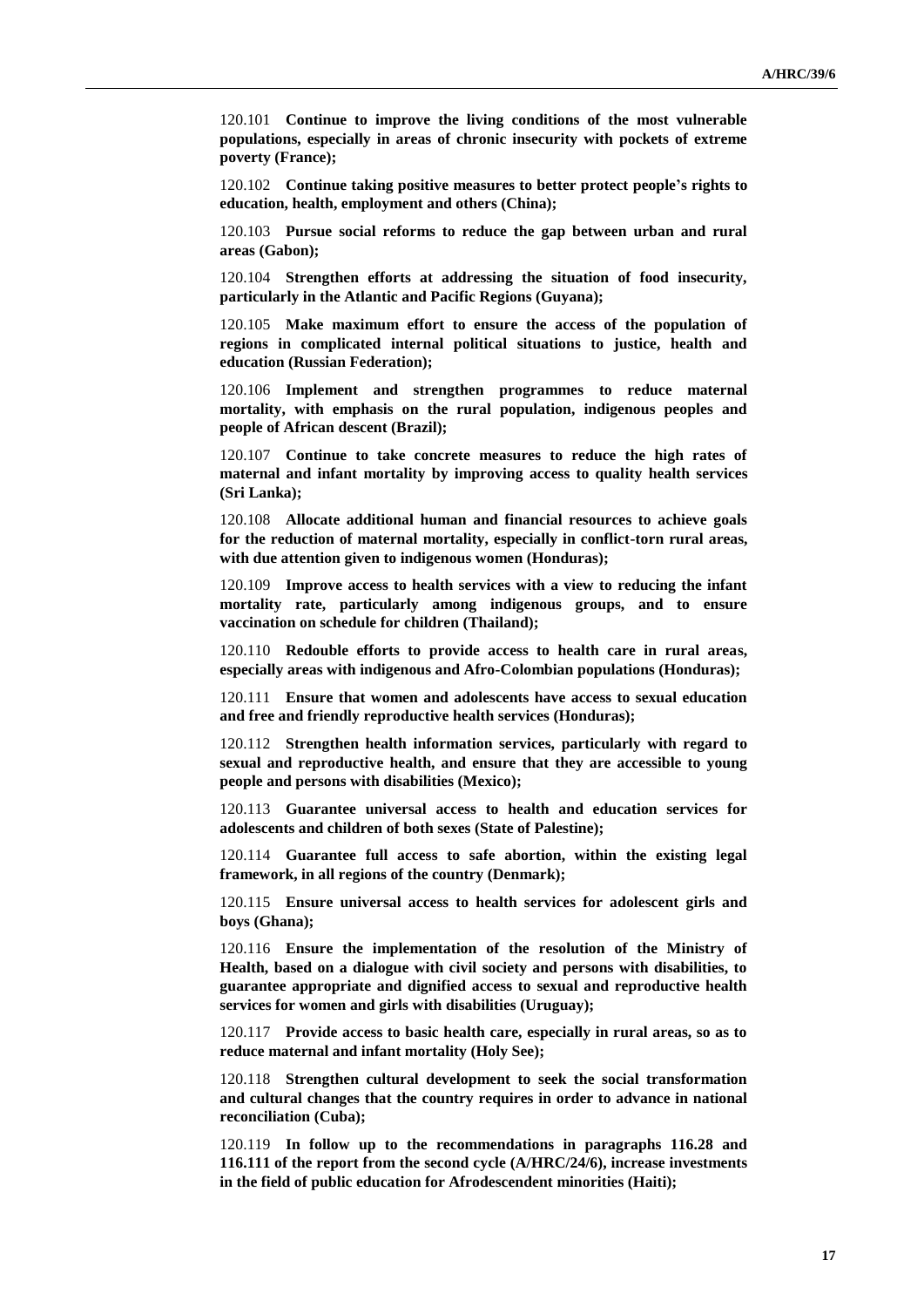120.101 **Continue to improve the living conditions of the most vulnerable populations, especially in areas of chronic insecurity with pockets of extreme poverty (France);**

120.102 **Continue taking positive measures to better protect people's rights to education, health, employment and others (China);**

120.103 **Pursue social reforms to reduce the gap between urban and rural areas (Gabon);**

120.104 **Strengthen efforts at addressing the situation of food insecurity, particularly in the Atlantic and Pacific Regions (Guyana);**

120.105 **Make maximum effort to ensure the access of the population of regions in complicated internal political situations to justice, health and education (Russian Federation);**

120.106 **Implement and strengthen programmes to reduce maternal mortality, with emphasis on the rural population, indigenous peoples and people of African descent (Brazil);**

120.107 **Continue to take concrete measures to reduce the high rates of maternal and infant mortality by improving access to quality health services (Sri Lanka);**

120.108 **Allocate additional human and financial resources to achieve goals for the reduction of maternal mortality, especially in conflict-torn rural areas, with due attention given to indigenous women (Honduras);**

120.109 **Improve access to health services with a view to reducing the infant mortality rate, particularly among indigenous groups, and to ensure vaccination on schedule for children (Thailand);**

120.110 **Redouble efforts to provide access to health care in rural areas, especially areas with indigenous and Afro-Colombian populations (Honduras);**

120.111 **Ensure that women and adolescents have access to sexual education and free and friendly reproductive health services (Honduras);**

120.112 **Strengthen health information services, particularly with regard to sexual and reproductive health, and ensure that they are accessible to young people and persons with disabilities (Mexico);**

120.113 **Guarantee universal access to health and education services for adolescents and children of both sexes (State of Palestine);**

120.114 **Guarantee full access to safe abortion, within the existing legal framework, in all regions of the country (Denmark);**

120.115 **Ensure universal access to health services for adolescent girls and boys (Ghana);**

120.116 **Ensure the implementation of the resolution of the Ministry of Health, based on a dialogue with civil society and persons with disabilities, to guarantee appropriate and dignified access to sexual and reproductive health services for women and girls with disabilities (Uruguay);**

120.117 **Provide access to basic health care, especially in rural areas, so as to reduce maternal and infant mortality (Holy See);**

120.118 **Strengthen cultural development to seek the social transformation and cultural changes that the country requires in order to advance in national reconciliation (Cuba);**

120.119 **In follow up to the recommendations in paragraphs 116.28 and 116.111 of the report from the second cycle (A/HRC/24/6), increase investments in the field of public education for Afrodescendent minorities (Haiti);**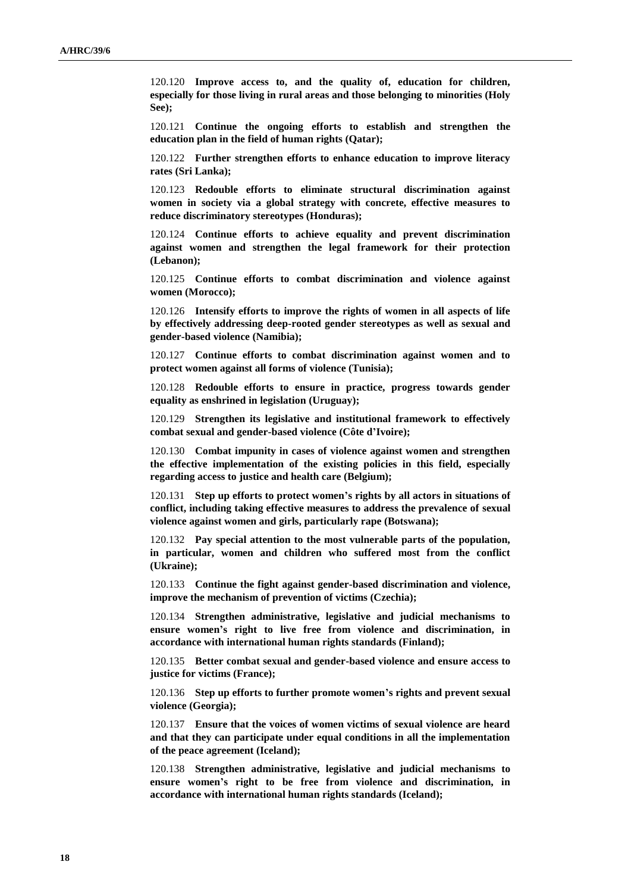120.120 **Improve access to, and the quality of, education for children, especially for those living in rural areas and those belonging to minorities (Holy See);**

120.121 **Continue the ongoing efforts to establish and strengthen the education plan in the field of human rights (Qatar);**

120.122 **Further strengthen efforts to enhance education to improve literacy rates (Sri Lanka);**

120.123 **Redouble efforts to eliminate structural discrimination against women in society via a global strategy with concrete, effective measures to reduce discriminatory stereotypes (Honduras);**

120.124 **Continue efforts to achieve equality and prevent discrimination against women and strengthen the legal framework for their protection (Lebanon);**

120.125 **Continue efforts to combat discrimination and violence against women (Morocco);**

120.126 **Intensify efforts to improve the rights of women in all aspects of life by effectively addressing deep-rooted gender stereotypes as well as sexual and gender-based violence (Namibia);**

120.127 **Continue efforts to combat discrimination against women and to protect women against all forms of violence (Tunisia);**

120.128 **Redouble efforts to ensure in practice, progress towards gender equality as enshrined in legislation (Uruguay);**

120.129 **Strengthen its legislative and institutional framework to effectively combat sexual and gender-based violence (Côte d'Ivoire);**

120.130 **Combat impunity in cases of violence against women and strengthen the effective implementation of the existing policies in this field, especially regarding access to justice and health care (Belgium);**

120.131 **Step up efforts to protect women's rights by all actors in situations of conflict, including taking effective measures to address the prevalence of sexual violence against women and girls, particularly rape (Botswana);**

120.132 **Pay special attention to the most vulnerable parts of the population, in particular, women and children who suffered most from the conflict (Ukraine);**

120.133 **Continue the fight against gender-based discrimination and violence, improve the mechanism of prevention of victims (Czechia);**

120.134 **Strengthen administrative, legislative and judicial mechanisms to ensure women's right to live free from violence and discrimination, in accordance with international human rights standards (Finland);**

120.135 **Better combat sexual and gender-based violence and ensure access to justice for victims (France);**

120.136 **Step up efforts to further promote women's rights and prevent sexual violence (Georgia);**

120.137 **Ensure that the voices of women victims of sexual violence are heard and that they can participate under equal conditions in all the implementation of the peace agreement (Iceland);**

120.138 **Strengthen administrative, legislative and judicial mechanisms to ensure women's right to be free from violence and discrimination, in accordance with international human rights standards (Iceland);**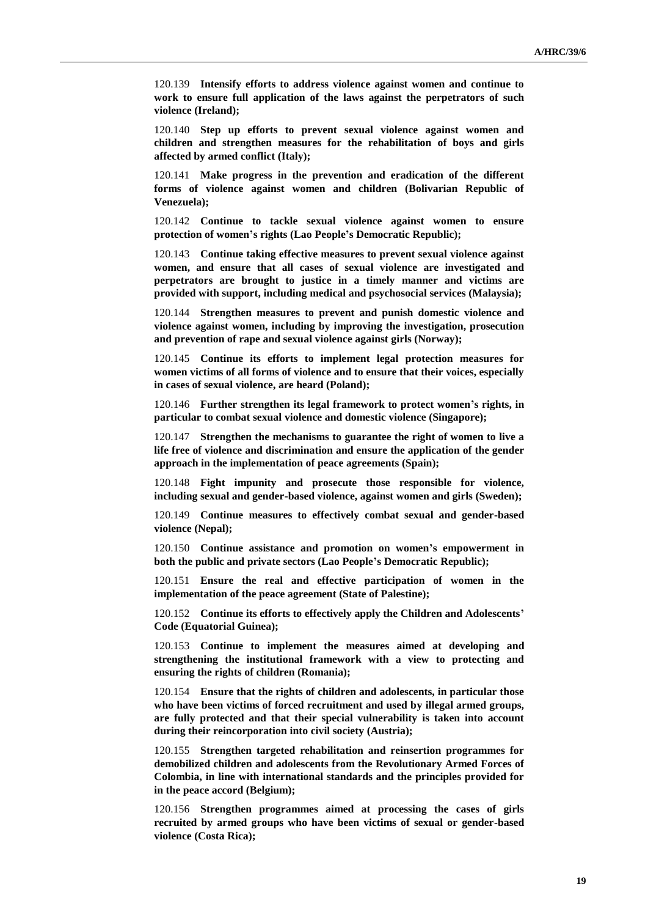120.139 **Intensify efforts to address violence against women and continue to work to ensure full application of the laws against the perpetrators of such violence (Ireland);**

120.140 **Step up efforts to prevent sexual violence against women and children and strengthen measures for the rehabilitation of boys and girls affected by armed conflict (Italy);**

120.141 **Make progress in the prevention and eradication of the different forms of violence against women and children (Bolivarian Republic of Venezuela);**

120.142 **Continue to tackle sexual violence against women to ensure protection of women's rights (Lao People's Democratic Republic);**

120.143 **Continue taking effective measures to prevent sexual violence against women, and ensure that all cases of sexual violence are investigated and perpetrators are brought to justice in a timely manner and victims are provided with support, including medical and psychosocial services (Malaysia);**

120.144 **Strengthen measures to prevent and punish domestic violence and violence against women, including by improving the investigation, prosecution and prevention of rape and sexual violence against girls (Norway);**

120.145 **Continue its efforts to implement legal protection measures for women victims of all forms of violence and to ensure that their voices, especially in cases of sexual violence, are heard (Poland);**

120.146 **Further strengthen its legal framework to protect women's rights, in particular to combat sexual violence and domestic violence (Singapore);**

120.147 **Strengthen the mechanisms to guarantee the right of women to live a life free of violence and discrimination and ensure the application of the gender approach in the implementation of peace agreements (Spain);**

120.148 **Fight impunity and prosecute those responsible for violence, including sexual and gender-based violence, against women and girls (Sweden);**

120.149 **Continue measures to effectively combat sexual and gender-based violence (Nepal);**

120.150 **Continue assistance and promotion on women's empowerment in both the public and private sectors (Lao People's Democratic Republic);**

120.151 **Ensure the real and effective participation of women in the implementation of the peace agreement (State of Palestine);**

120.152 **Continue its efforts to effectively apply the Children and Adolescents' Code (Equatorial Guinea);**

120.153 **Continue to implement the measures aimed at developing and strengthening the institutional framework with a view to protecting and ensuring the rights of children (Romania);**

120.154 **Ensure that the rights of children and adolescents, in particular those who have been victims of forced recruitment and used by illegal armed groups, are fully protected and that their special vulnerability is taken into account during their reincorporation into civil society (Austria);**

120.155 **Strengthen targeted rehabilitation and reinsertion programmes for demobilized children and adolescents from the Revolutionary Armed Forces of Colombia, in line with international standards and the principles provided for in the peace accord (Belgium);**

120.156 **Strengthen programmes aimed at processing the cases of girls recruited by armed groups who have been victims of sexual or gender-based violence (Costa Rica);**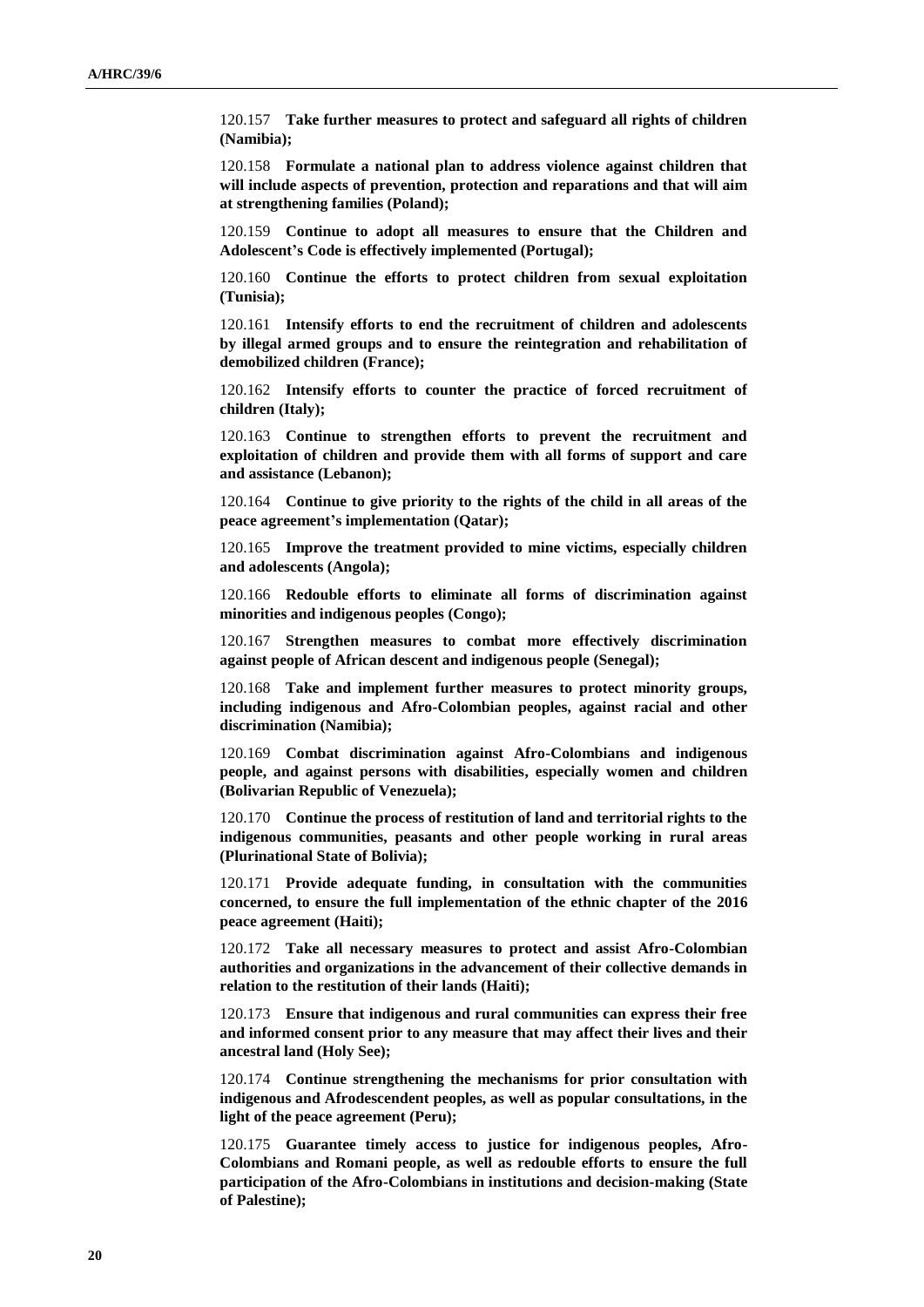120.157 **Take further measures to protect and safeguard all rights of children (Namibia);**

120.158 **Formulate a national plan to address violence against children that will include aspects of prevention, protection and reparations and that will aim at strengthening families (Poland);**

120.159 **Continue to adopt all measures to ensure that the Children and Adolescent's Code is effectively implemented (Portugal);**

120.160 **Continue the efforts to protect children from sexual exploitation (Tunisia);**

120.161 **Intensify efforts to end the recruitment of children and adolescents by illegal armed groups and to ensure the reintegration and rehabilitation of demobilized children (France);**

120.162 **Intensify efforts to counter the practice of forced recruitment of children (Italy);**

120.163 **Continue to strengthen efforts to prevent the recruitment and exploitation of children and provide them with all forms of support and care and assistance (Lebanon);**

120.164 **Continue to give priority to the rights of the child in all areas of the peace agreement's implementation (Qatar);**

120.165 **Improve the treatment provided to mine victims, especially children and adolescents (Angola);**

120.166 **Redouble efforts to eliminate all forms of discrimination against minorities and indigenous peoples (Congo);**

120.167 **Strengthen measures to combat more effectively discrimination against people of African descent and indigenous people (Senegal);**

120.168 **Take and implement further measures to protect minority groups, including indigenous and Afro-Colombian peoples, against racial and other discrimination (Namibia);**

120.169 **Combat discrimination against Afro-Colombians and indigenous people, and against persons with disabilities, especially women and children (Bolivarian Republic of Venezuela);**

120.170 **Continue the process of restitution of land and territorial rights to the indigenous communities, peasants and other people working in rural areas (Plurinational State of Bolivia);**

120.171 **Provide adequate funding, in consultation with the communities concerned, to ensure the full implementation of the ethnic chapter of the 2016 peace agreement (Haiti);**

120.172 **Take all necessary measures to protect and assist Afro-Colombian authorities and organizations in the advancement of their collective demands in relation to the restitution of their lands (Haiti);**

120.173 **Ensure that indigenous and rural communities can express their free and informed consent prior to any measure that may affect their lives and their ancestral land (Holy See);**

120.174 **Continue strengthening the mechanisms for prior consultation with indigenous and Afrodescendent peoples, as well as popular consultations, in the light of the peace agreement (Peru);**

120.175 **Guarantee timely access to justice for indigenous peoples, Afro-Colombians and Romani people, as well as redouble efforts to ensure the full participation of the Afro-Colombians in institutions and decision-making (State of Palestine);**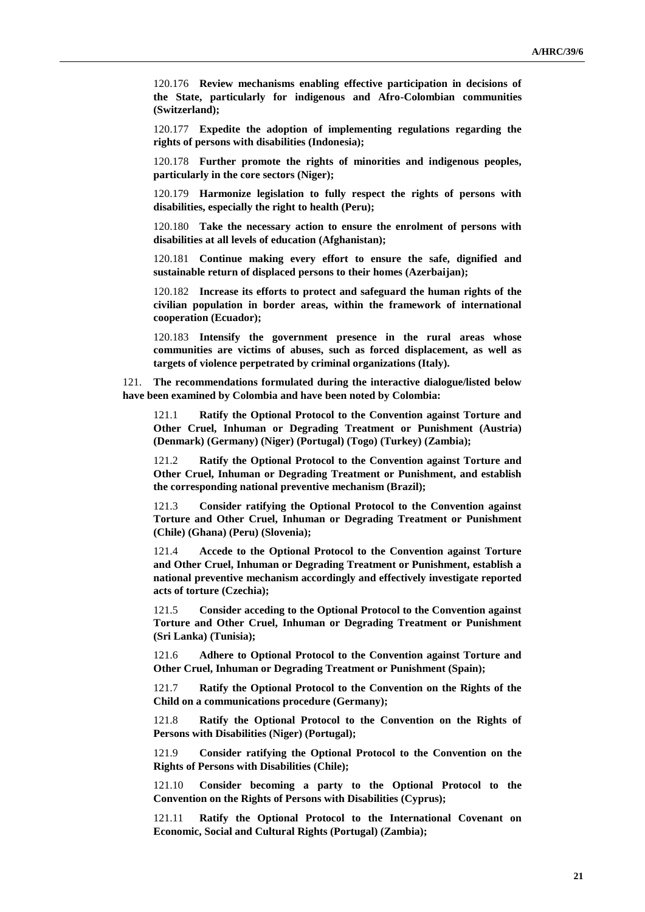120.176 **Review mechanisms enabling effective participation in decisions of the State, particularly for indigenous and Afro-Colombian communities (Switzerland);**

120.177 **Expedite the adoption of implementing regulations regarding the rights of persons with disabilities (Indonesia);**

120.178 **Further promote the rights of minorities and indigenous peoples, particularly in the core sectors (Niger);**

120.179 **Harmonize legislation to fully respect the rights of persons with disabilities, especially the right to health (Peru);**

120.180 **Take the necessary action to ensure the enrolment of persons with disabilities at all levels of education (Afghanistan);**

120.181 **Continue making every effort to ensure the safe, dignified and sustainable return of displaced persons to their homes (Azerbaijan);**

120.182 **Increase its efforts to protect and safeguard the human rights of the civilian population in border areas, within the framework of international cooperation (Ecuador);**

120.183 **Intensify the government presence in the rural areas whose communities are victims of abuses, such as forced displacement, as well as targets of violence perpetrated by criminal organizations (Italy).**

121. **The recommendations formulated during the interactive dialogue/listed below have been examined by Colombia and have been noted by Colombia:**

121.1 **Ratify the Optional Protocol to the Convention against Torture and Other Cruel, Inhuman or Degrading Treatment or Punishment (Austria) (Denmark) (Germany) (Niger) (Portugal) (Togo) (Turkey) (Zambia);**

121.2 **Ratify the Optional Protocol to the Convention against Torture and Other Cruel, Inhuman or Degrading Treatment or Punishment, and establish the corresponding national preventive mechanism (Brazil);**

121.3 **Consider ratifying the Optional Protocol to the Convention against Torture and Other Cruel, Inhuman or Degrading Treatment or Punishment (Chile) (Ghana) (Peru) (Slovenia);**

121.4 **Accede to the Optional Protocol to the Convention against Torture and Other Cruel, Inhuman or Degrading Treatment or Punishment, establish a national preventive mechanism accordingly and effectively investigate reported acts of torture (Czechia);**

121.5 **Consider acceding to the Optional Protocol to the Convention against Torture and Other Cruel, Inhuman or Degrading Treatment or Punishment (Sri Lanka) (Tunisia);**

121.6 **Adhere to Optional Protocol to the Convention against Torture and Other Cruel, Inhuman or Degrading Treatment or Punishment (Spain);**

121.7 **Ratify the Optional Protocol to the Convention on the Rights of the Child on a communications procedure (Germany);**

121.8 **Ratify the Optional Protocol to the Convention on the Rights of Persons with Disabilities (Niger) (Portugal);**

121.9 **Consider ratifying the Optional Protocol to the Convention on the Rights of Persons with Disabilities (Chile);**

121.10 **Consider becoming a party to the Optional Protocol to the Convention on the Rights of Persons with Disabilities (Cyprus);**

121.11 **Ratify the Optional Protocol to the International Covenant on Economic, Social and Cultural Rights (Portugal) (Zambia);**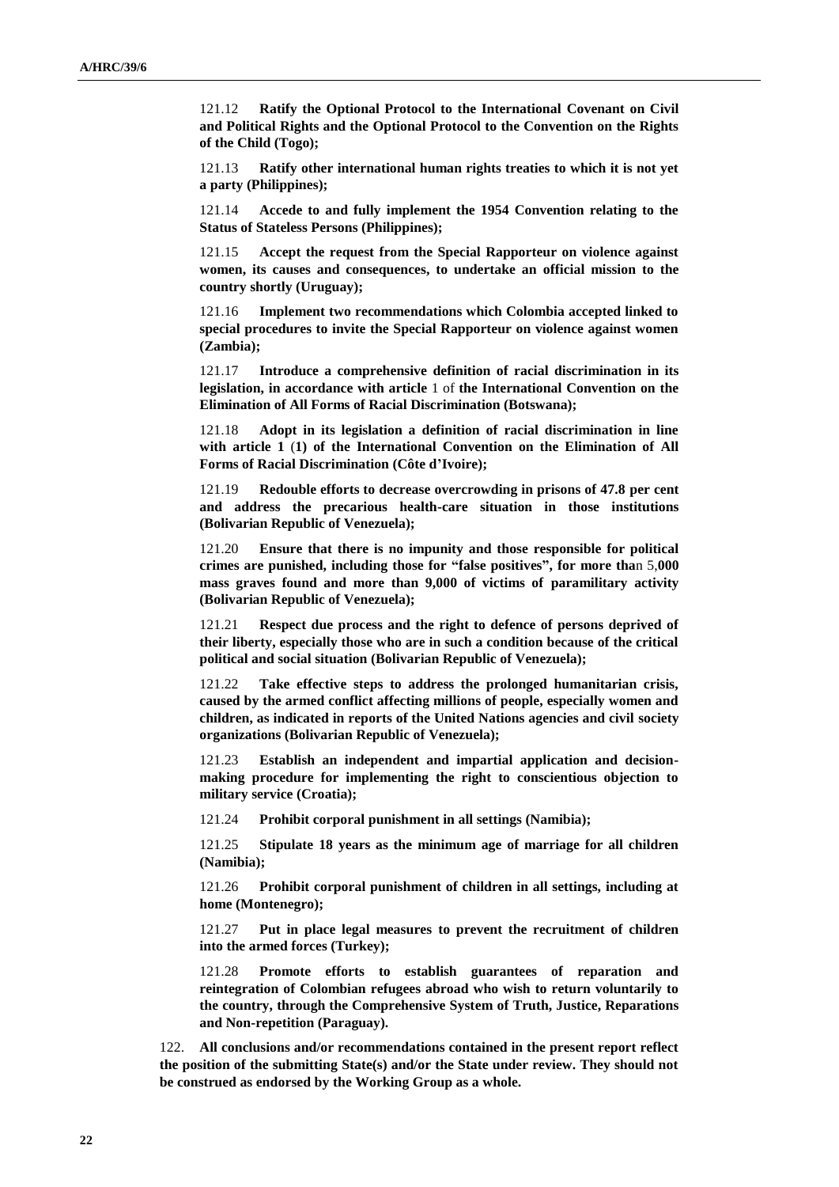121.12 **Ratify the Optional Protocol to the International Covenant on Civil and Political Rights and the Optional Protocol to the Convention on the Rights of the Child (Togo);**

121.13 **Ratify other international human rights treaties to which it is not yet a party (Philippines);**

121.14 **Accede to and fully implement the 1954 Convention relating to the Status of Stateless Persons (Philippines);**

121.15 **Accept the request from the Special Rapporteur on violence against women, its causes and consequences, to undertake an official mission to the country shortly (Uruguay);**

121.16 **Implement two recommendations which Colombia accepted linked to special procedures to invite the Special Rapporteur on violence against women (Zambia);**

121.17 **Introduce a comprehensive definition of racial discrimination in its legislation, in accordance with article** 1 of **the International Convention on the Elimination of All Forms of Racial Discrimination (Botswana);**

121.18 **Adopt in its legislation a definition of racial discrimination in line with article 1** (**1) of the International Convention on the Elimination of All Forms of Racial Discrimination (Côte d'Ivoire);**

121.19 **Redouble efforts to decrease overcrowding in prisons of 47.8 per cent and address the precarious health-care situation in those institutions (Bolivarian Republic of Venezuela);**

121.20 **Ensure that there is no impunity and those responsible for political crimes are punished, including those for "false positives", for more tha**n 5,**000 mass graves found and more than 9,000 of victims of paramilitary activity (Bolivarian Republic of Venezuela);**

121.21 **Respect due process and the right to defence of persons deprived of their liberty, especially those who are in such a condition because of the critical political and social situation (Bolivarian Republic of Venezuela);**

121.22 **Take effective steps to address the prolonged humanitarian crisis, caused by the armed conflict affecting millions of people, especially women and children, as indicated in reports of the United Nations agencies and civil society organizations (Bolivarian Republic of Venezuela);**

121.23 **Establish an independent and impartial application and decision-making procedure for implementing the right to conscientious objection to military service (Croatia);**

121.24 **Prohibit corporal punishment in all settings (Namibia);**

121.25 **Stipulate 18 years as the minimum age of marriage for all children (Namibia);**

121.26 **Prohibit corporal punishment of children in all settings, including at home (Montenegro);**

121.27 **Put in place legal measures to prevent the recruitment of children into the armed forces (Turkey);**

121.28 **Promote efforts to establish guarantees of reparation and reintegration of Colombian refugees abroad who wish to return voluntarily to the country, through the Comprehensive System of Truth, Justice, Reparations and Non-repetition (Paraguay).**

122. **All conclusions and/or recommendations contained in the present report reflect the position of the submitting State(s) and/or the State under review. They should not be construed as endorsed by the Working Group as a whole.**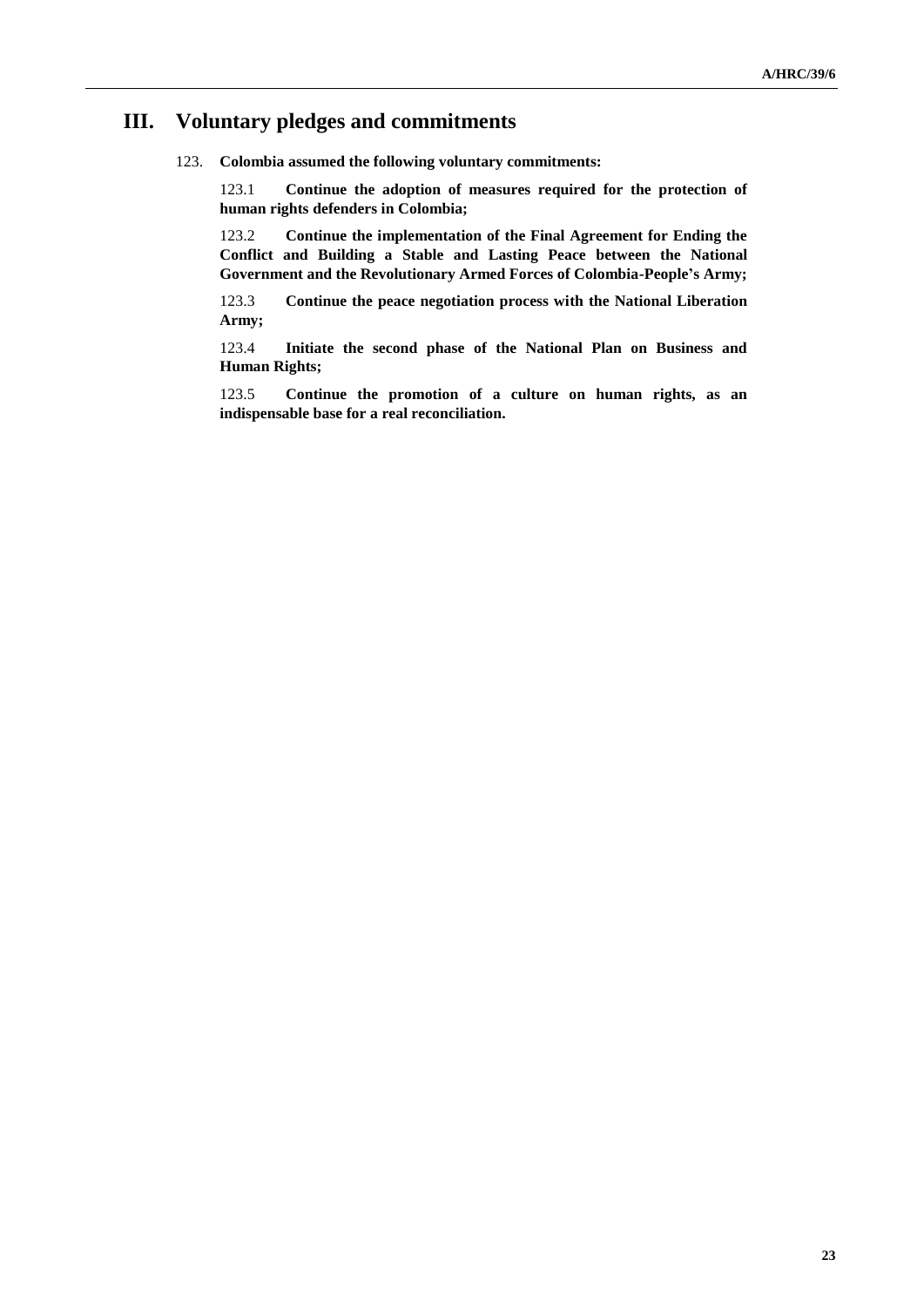# III. Voluntary pledges and commitments

123. **Colombia assumed the following voluntary commitments:**

123.1 **Continue the adoption of measures required for the protection of human rights defenders in Colombia;**

123.2 **Continue the implementation of the Final Agreement for Ending the Conflict and Building a Stable and Lasting Peace between the National Government and the Revolutionary Armed Forces of Colombia-People's Army;**

123.3 **Continue the peace negotiation process with the National Liberation Army;**

123.4 **Initiate the second phase of the National Plan on Business and Human Rights;**

123.5 **Continue the promotion of a culture on human rights, as an indispensable base for a real reconciliation.**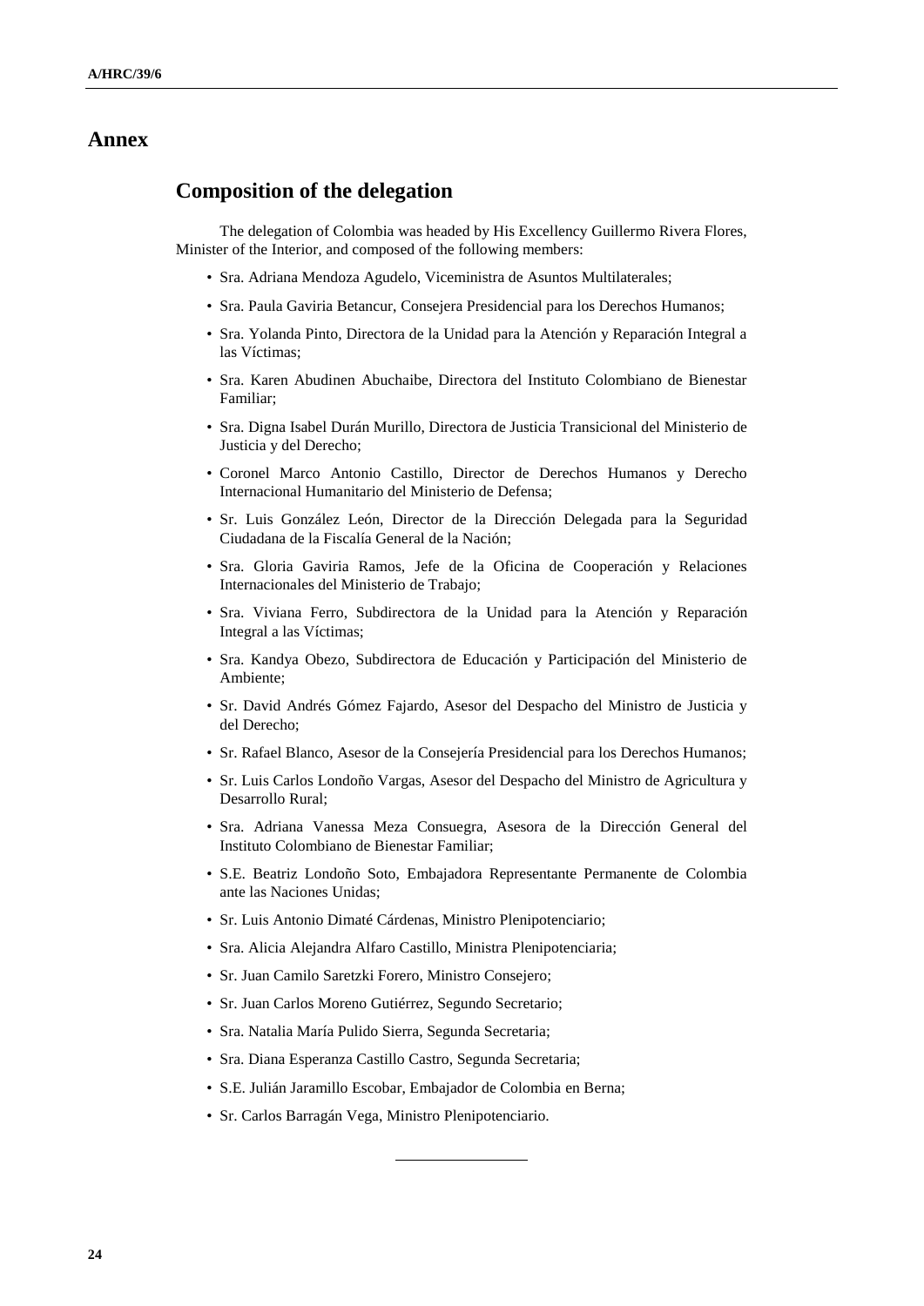# Annex

## Composition of the delegation

The delegation of Colombia was headed by His Excellency Guillermo Rivera Flores, Minister of the Interior, and composed of the following members:

- Sra. Adriana Mendoza Agudelo, Viceministra de Asuntos Multilaterales;
- Sra. Paula Gaviria Betancur, Consejera Presidencial para los Derechos Humanos;
- Sra. Yolanda Pinto, Directora de la Unidad para la Atención y Reparación Integral a las Víctimas;
- Sra. Karen Abudinen Abuchaibe, Directora del Instituto Colombiano de Bienestar Familiar;
- Sra. Digna Isabel Durán Murillo, Directora de Justicia Transicional del Ministerio de Justicia y del Derecho;
- Coronel Marco Antonio Castillo, Director de Derechos Humanos y Derecho Internacional Humanitario del Ministerio de Defensa;
- Sr. Luis González León, Director de la Dirección Delegada para la Seguridad Ciudadana de la Fiscalía General de la Nación;
- Sra. Gloria Gaviria Ramos, Jefe de la Oficina de Cooperación y Relaciones Internacionales del Ministerio de Trabajo;
- Sra. Viviana Ferro, Subdirectora de la Unidad para la Atención y Reparación Integral a las Víctimas;
- Sra. Kandya Obezo, Subdirectora de Educación y Participación del Ministerio de Ambiente;
- Sr. David Andrés Gómez Fajardo, Asesor del Despacho del Ministro de Justicia y del Derecho;
- Sr. Rafael Blanco, Asesor de la Consejería Presidencial para los Derechos Humanos;
- Sr. Luis Carlos Londoño Vargas, Asesor del Despacho del Ministro de Agricultura y Desarrollo Rural;
- Sra. Adriana Vanessa Meza Consuegra, Asesora de la Dirección General del Instituto Colombiano de Bienestar Familiar;
- S.E. Beatriz Londoño Soto, Embajadora Representante Permanente de Colombia ante las Naciones Unidas;
- Sr. Luis Antonio Dimaté Cárdenas, Ministro Plenipotenciario;
- Sra. Alicia Alejandra Alfaro Castillo, Ministra Plenipotenciaria;
- Sr. Juan Camilo Saretzki Forero, Ministro Consejero;
- Sr. Juan Carlos Moreno Gutiérrez, Segundo Secretario;
- Sra. Natalia María Pulido Sierra, Segunda Secretaria;
- Sra. Diana Esperanza Castillo Castro, Segunda Secretaria;
- S.E. Julián Jaramillo Escobar, Embajador de Colombia en Berna;
- Sr. Carlos Barragán Vega, Ministro Plenipotenciario.